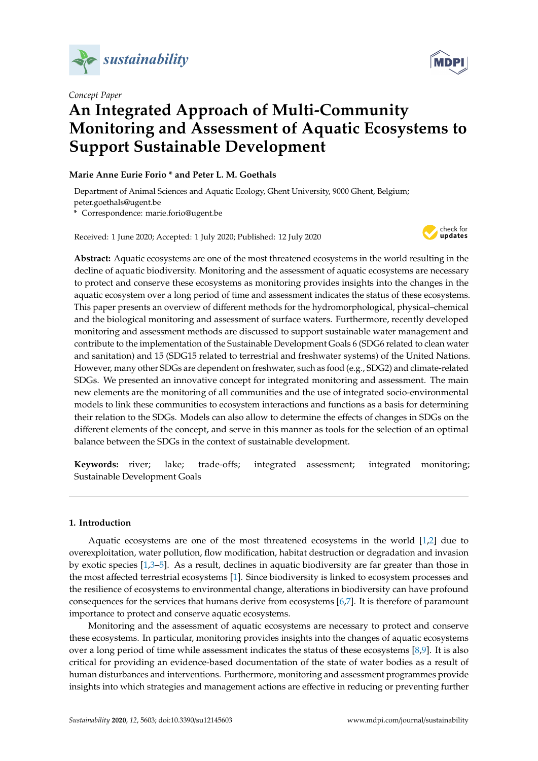*sustainability*

Concept Paper

# An Integrated Approach of Multi-Community Monitoring and Assessment of Aquatic Ecosystems to Support Sustainable Development

**Marie Anne Eurie Forio * and Peter L. M. Goethals**

Department of Animal Sciences and Aquatic Ecology, Ghent University, 9000 Ghent, Belgium; peter.goethals@ugent.be

* Correspondence: marie.forio@ugent.be

Received: 1 June 2020; Accepted: 1 July 2020; Published: 12 July 2020

**Abstract:** Aquatic ecosystems are one of the most threatened ecosystems in the world resulting in the decline of aquatic biodiversity. Monitoring and the assessment of aquatic ecosystems are necessary to protect and conserve these ecosystems as monitoring provides insights into the changes in the aquatic ecosystem over a long period of time and assessment indicates the status of these ecosystems. This paper presents an overview of different methods for the hydromorphological, physical–chemical and the biological monitoring and assessment of surface waters. Furthermore, recently developed monitoring and assessment methods are discussed to support sustainable water management and contribute to the implementation of the Sustainable Development Goals 6 (SDG6 related to clean water and sanitation) and 15 (SDG15 related to terrestrial and freshwater systems) of the United Nations. However, many other SDGs are dependent on freshwater, such as food (e.g., SDG2) and climate-related SDGs. We presented an innovative concept for integrated monitoring and assessment. The main new elements are the monitoring of all communities and the use of integrated socio-environmental models to link these communities to ecosystem interactions and functions as a basis for determining their relation to the SDGs. Models can also allow to determine the effects of changes in SDGs on the different elements of the concept, and serve in this manner as tools for the selection of an optimal balance between the SDGs in the context of sustainable development.

**Keywords:** river; lake; trade-offs; integrated assessment; integrated monitoring; Sustainable Development Goals

## 1. Introduction

Aquatic ecosystems are one of the most threatened ecosystems in the world [1,2] due to overexploitation, water pollution, flow modification, habitat destruction or degradation and invasion by exotic species [1,3–5]. As a result, declines in aquatic biodiversity are far greater than those in the most affected terrestrial ecosystems [1]. Since biodiversity is linked to ecosystem processes and the resilience of ecosystems to environmental change, alterations in biodiversity can have profound consequences for the services that humans derive from ecosystems [6,7]. It is therefore of paramount importance to protect and conserve aquatic ecosystems.

Monitoring and the assessment of aquatic ecosystems are necessary to protect and conserve these ecosystems. In particular, monitoring provides insights into the changes of aquatic ecosystems over a long period of time while assessment indicates the status of these ecosystems [8,9]. It is also critical for providing an evidence-based documentation of the state of water bodies as a result of human disturbances and interventions. Furthermore, monitoring and assessment programmes provide insights into which strategies and management actions are effective in reducing or preventing further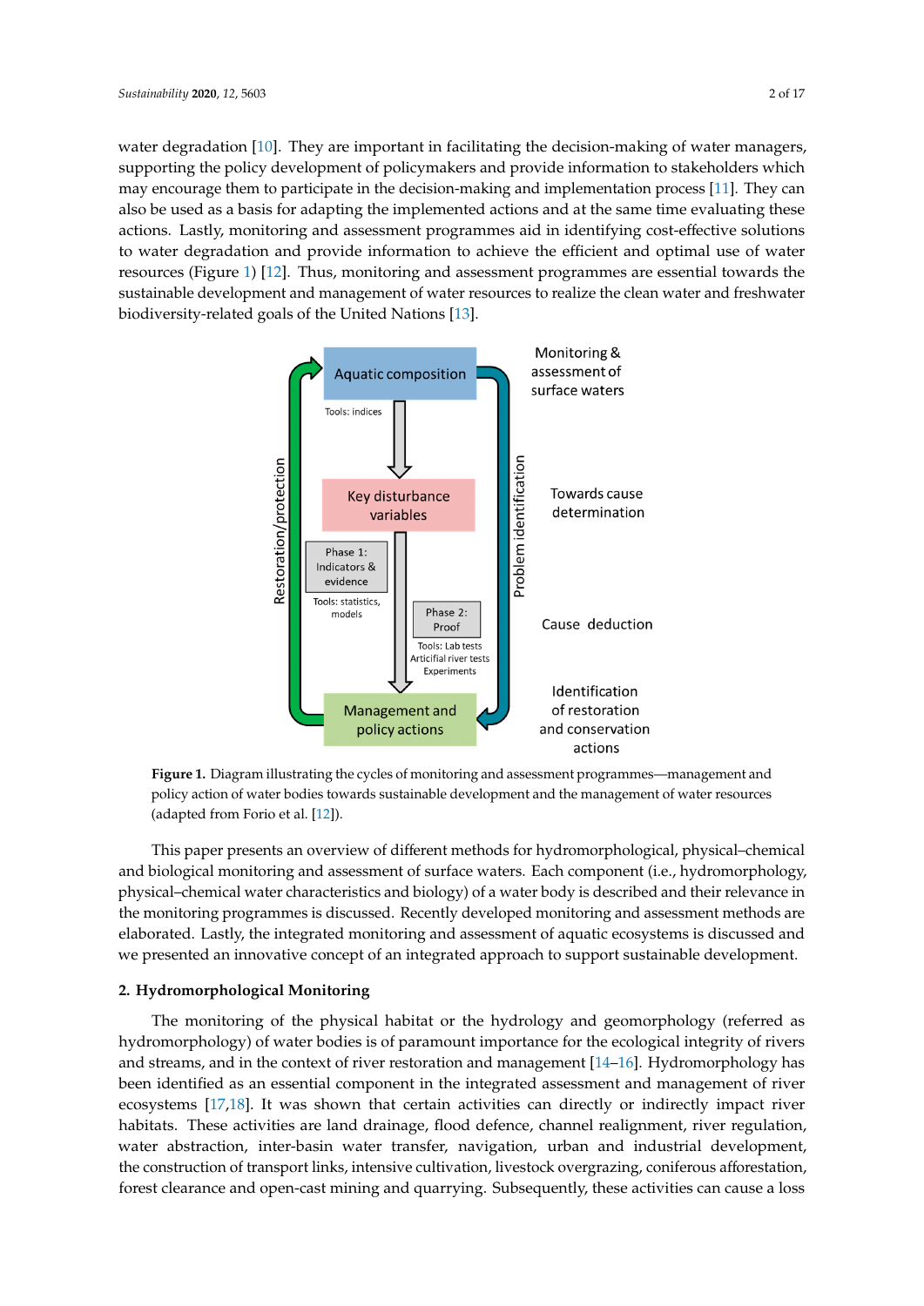water degradation [10]. They are important in facilitating the decision-making of water managers, supporting the policy development of policymakers and provide information to stakeholders which may encourage them to participate in the decision-making and implementation process [11]. They can also be used as a basis for adapting the implemented actions and at the same time evaluating these actions. Lastly, monitoring and assessment programmes aid in identifying cost-effective solutions to water degradation and provide information to achieve the efficient and optimal use of water resources (Figure 1) [12]. Thus, monitoring and assessment programmes are essential towards the sustainable development and management of water resources to realize the clean water and freshwater biodiversity-related goals of the United Nations [13].

Aquatic composition
Tools: indices
Key disturbance variables
Phase 1: Indicators & evidence
Tools: statistics, models
Phase 2: Proof
Tools: Lab tests Articicial river tests Experiments
Management and policy actions
Restoration/protection
Problem identification
Monitoring & assessment of surface waters
Towards cause determination
Cause deduction
Identification of restoration and conservation actions

**Figure 1.** Diagram illustrating the cycles of monitoring and assessment programmes—management and policy action of water bodies towards sustainable development and the management of water resources (adapted from Forio et al. [12]).

This paper presents an overview of different methods for hydromorphological, physical–chemical and biological monitoring and assessment of surface waters. Each component (i.e., hydromorphology, physical–chemical water characteristics and biology) of a water body is described and their relevance in the monitoring programmes is discussed. Recently developed monitoring and assessment methods are elaborated. Lastly, the integrated monitoring and assessment of aquatic ecosystems is discussed and we presented an innovative concept of an integrated approach to support sustainable development.

## 2. Hydromorphological Monitoring

The monitoring of the physical habitat or the hydrology and geomorphology (referred as hydromorphology) of water bodies is of paramount importance for the ecological integrity of rivers and streams, and in the context of river restoration and management [14–16]. Hydromorphology has been identified as an essential component in the integrated assessment and management of river ecosystems [17,18]. It was shown that certain activities can directly or indirectly impact river habitats. These activities are land drainage, flood defence, channel realignment, river regulation, water abstraction, inter-basin water transfer, navigation, urban and industrial development, the construction of transport links, intensive cultivation, livestock overgrazing, coniferous afforestation, forest clearance and open-cast mining and quarrying. Subsequently, these activities can cause a loss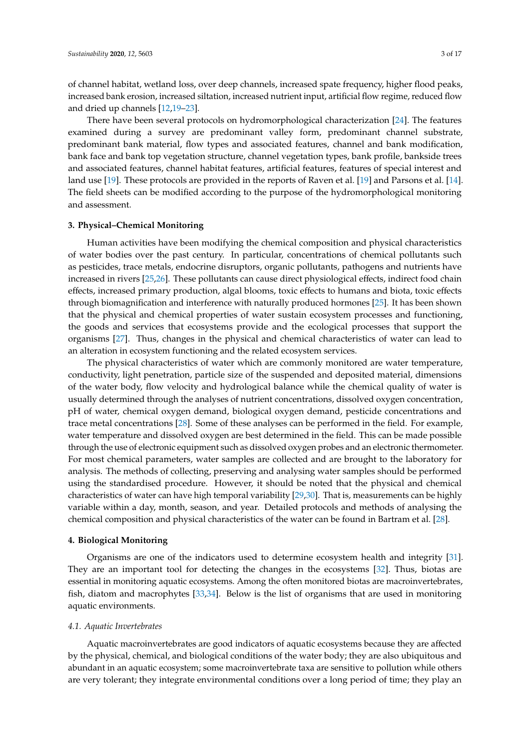of channel habitat, wetland loss, over deep channels, increased spate frequency, higher flood peaks, increased bank erosion, increased siltation, increased nutrient input, artificial flow regime, reduced flow and dried up channels [12,19–23].

There have been several protocols on hydromorphological characterization [24]. The features examined during a survey are predominant valley form, predominant channel substrate, predominant bank material, flow types and associated features, channel and bank modification, bank face and bank top vegetation structure, channel vegetation types, bank profile, bankside trees and associated features, channel habitat features, artificial features, features of special interest and land use [19]. These protocols are provided in the reports of Raven et al. [19] and Parsons et al. [14]. The field sheets can be modified according to the purpose of the hydromorphological monitoring and assessment.

## 3. Physical–Chemical Monitoring

Human activities have been modifying the chemical composition and physical characteristics of water bodies over the past century. In particular, concentrations of chemical pollutants such as pesticides, trace metals, endocrine disruptors, organic pollutants, pathogens and nutrients have increased in rivers [25,26]. These pollutants can cause direct physiological effects, indirect food chain effects, increased primary production, algal blooms, toxic effects to humans and biota, toxic effects through biomagnification and interference with naturally produced hormones [25]. It has been shown that the physical and chemical properties of water sustain ecosystem processes and functioning, the goods and services that ecosystems provide and the ecological processes that support the organisms [27]. Thus, changes in the physical and chemical characteristics of water can lead to an alteration in ecosystem functioning and the related ecosystem services.

The physical characteristics of water which are commonly monitored are water temperature, conductivity, light penetration, particle size of the suspended and deposited material, dimensions of the water body, flow velocity and hydrological balance while the chemical quality of water is usually determined through the analyses of nutrient concentrations, dissolved oxygen concentration, pH of water, chemical oxygen demand, biological oxygen demand, pesticide concentrations and trace metal concentrations [28]. Some of these analyses can be performed in the field. For example, water temperature and dissolved oxygen are best determined in the field. This can be made possible through the use of electronic equipment such as dissolved oxygen probes and an electronic thermometer. For most chemical parameters, water samples are collected and are brought to the laboratory for analysis. The methods of collecting, preserving and analysing water samples should be performed using the standardised procedure. However, it should be noted that the physical and chemical characteristics of water can have high temporal variability [29,30]. That is, measurements can be highly variable within a day, month, season, and year. Detailed protocols and methods of analysing the chemical composition and physical characteristics of the water can be found in Bartram et al. [28].

## 4. Biological Monitoring

Organisms are one of the indicators used to determine ecosystem health and integrity [31]. They are an important tool for detecting the changes in the ecosystems [32]. Thus, biotas are essential in monitoring aquatic ecosystems. Among the often monitored biotas are macroinvertebrates, fish, diatom and macrophytes [33,34]. Below is the list of organisms that are used in monitoring aquatic environments.

### *4.1. Aquatic Invertebrates*

Aquatic macroinvertebrates are good indicators of aquatic ecosystems because they are affected by the physical, chemical, and biological conditions of the water body; they are also ubiquitous and abundant in an aquatic ecosystem; some macroinvertebrate taxa are sensitive to pollution while others are very tolerant; they integrate environmental conditions over a long period of time; they play an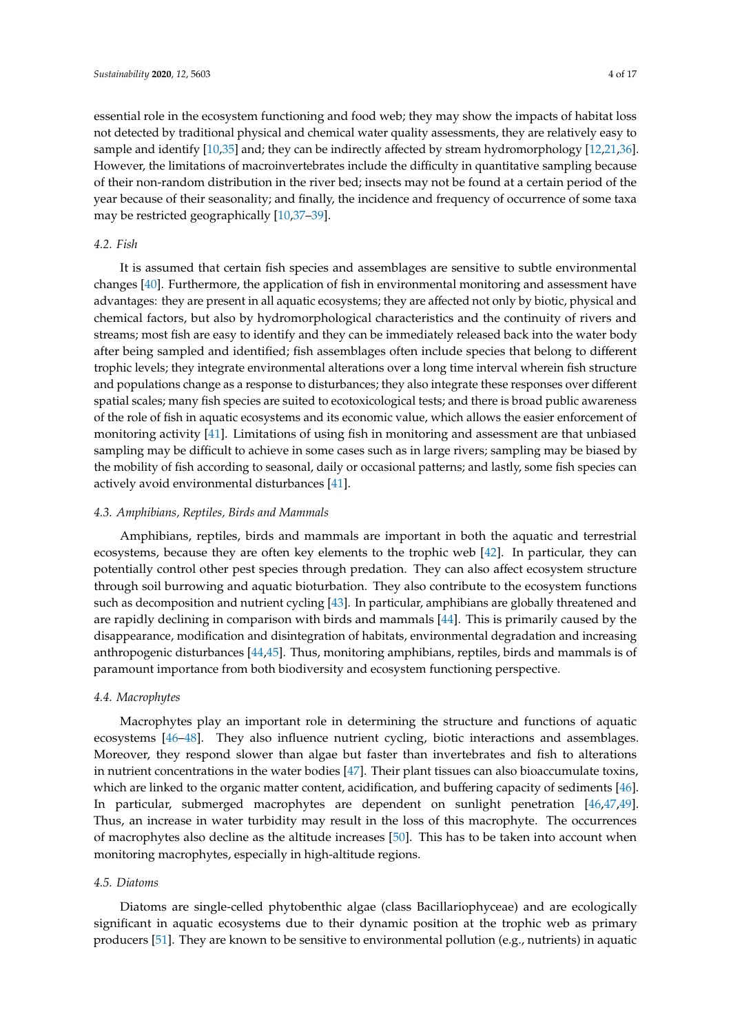essential role in the ecosystem functioning and food web; they may show the impacts of habitat loss not detected by traditional physical and chemical water quality assessments, they are relatively easy to sample and identify [10,35] and; they can be indirectly affected by stream hydromorphology [12,21,36]. However, the limitations of macroinvertebrates include the difficulty in quantitative sampling because of their non-random distribution in the river bed; insects may not be found at a certain period of the year because of their seasonality; and finally, the incidence and frequency of occurrence of some taxa may be restricted geographically [10,37–39].

### 4.2. Fish

It is assumed that certain fish species and assemblages are sensitive to subtle environmental changes [40]. Furthermore, the application of fish in environmental monitoring and assessment have advantages: they are present in all aquatic ecosystems; they are affected not only by biotic, physical and chemical factors, but also by hydromorphological characteristics and the continuity of rivers and streams; most fish are easy to identify and they can be immediately released back into the water body after being sampled and identified; fish assemblages often include species that belong to different trophic levels; they integrate environmental alterations over a long time interval wherein fish structure and populations change as a response to disturbances; they also integrate these responses over different spatial scales; many fish species are suited to ecotoxicological tests; and there is broad public awareness of the role of fish in aquatic ecosystems and its economic value, which allows the easier enforcement of monitoring activity [41]. Limitations of using fish in monitoring and assessment are that unbiased sampling may be difficult to achieve in some cases such as in large rivers; sampling may be biased by the mobility of fish according to seasonal, daily or occasional patterns; and lastly, some fish species can actively avoid environmental disturbances [41].

### 4.3. Amphibians, Reptiles, Birds and Mammals

Amphibians, reptiles, birds and mammals are important in both the aquatic and terrestrial ecosystems, because they are often key elements to the trophic web [42]. In particular, they can potentially control other pest species through predation. They can also affect ecosystem structure through soil burrowing and aquatic bioturbation. They also contribute to the ecosystem functions such as decomposition and nutrient cycling [43]. In particular, amphibians are globally threatened and are rapidly declining in comparison with birds and mammals [44]. This is primarily caused by the disappearance, modification and disintegration of habitats, environmental degradation and increasing anthropogenic disturbances [44,45]. Thus, monitoring amphibians, reptiles, birds and mammals is of paramount importance from both biodiversity and ecosystem functioning perspective.

### 4.4. Macrophytes

Macrophytes play an important role in determining the structure and functions of aquatic ecosystems [46–48]. They also influence nutrient cycling, biotic interactions and assemblages. Moreover, they respond slower than algae but faster than invertebrates and fish to alterations in nutrient concentrations in the water bodies [47]. Their plant tissues can also bioaccumulate toxins, which are linked to the organic matter content, acidification, and buffering capacity of sediments [46]. In particular, submerged macrophytes are dependent on sunlight penetration [46,47,49]. Thus, an increase in water turbidity may result in the loss of this macrophyte. The occurrences of macrophytes also decline as the altitude increases [50]. This has to be taken into account when monitoring macrophytes, especially in high-altitude regions.

### 4.5. Diatoms

Diatoms are single-celled phytobenthic algae (class Bacillariophyceae) and are ecologically significant in aquatic ecosystems due to their dynamic position at the trophic web as primary producers [51]. They are known to be sensitive to environmental pollution (e.g., nutrients) in aquatic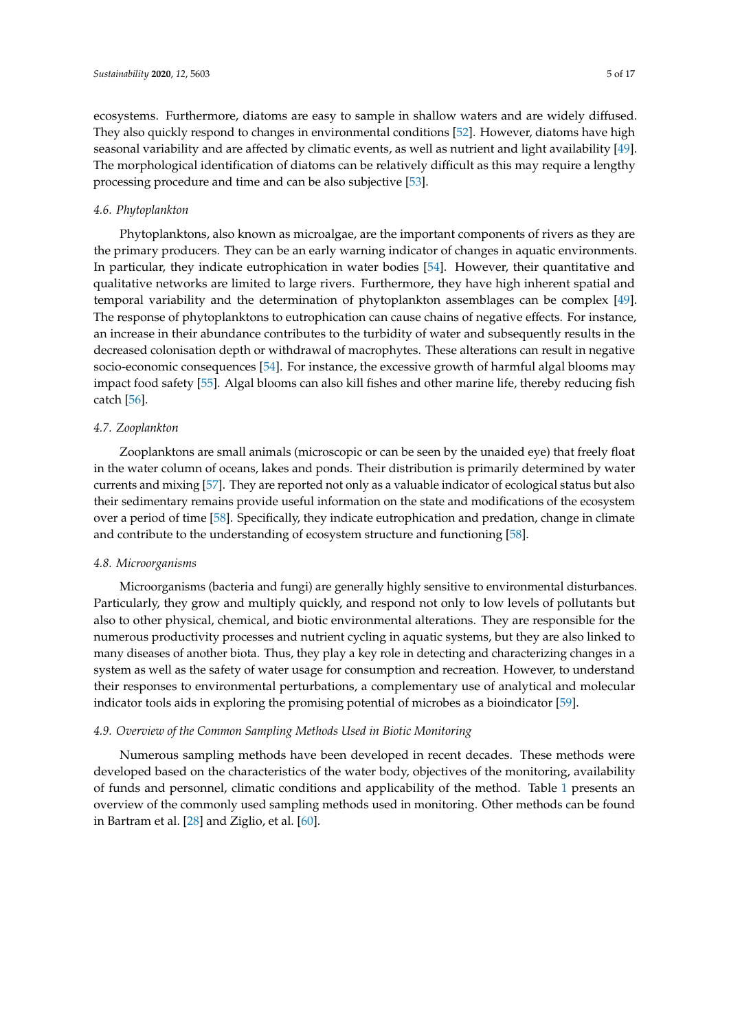ecosystems. Furthermore, diatoms are easy to sample in shallow waters and are widely diffused. They also quickly respond to changes in environmental conditions [52]. However, diatoms have high seasonal variability and are affected by climatic events, as well as nutrient and light availability [49]. The morphological identification of diatoms can be relatively difficult as this may require a lengthy processing procedure and time and can be also subjective [53].

### *4.6. Phytoplankton*

Phytoplanktons, also known as microalgae, are the important components of rivers as they are the primary producers. They can be an early warning indicator of changes in aquatic environments. In particular, they indicate eutrophication in water bodies [54]. However, their quantitative and qualitative networks are limited to large rivers. Furthermore, they have high inherent spatial and temporal variability and the determination of phytoplankton assemblages can be complex [49]. The response of phytoplanktons to eutrophication can cause chains of negative effects. For instance, an increase in their abundance contributes to the turbidity of water and subsequently results in the decreased colonisation depth or withdrawal of macrophytes. These alterations can result in negative socio-economic consequences [54]. For instance, the excessive growth of harmful algal blooms may impact food safety [55]. Algal blooms can also kill fishes and other marine life, thereby reducing fish catch [56].

### *4.7. Zooplankton*

Zooplanktons are small animals (microscopic or can be seen by the unaided eye) that freely float in the water column of oceans, lakes and ponds. Their distribution is primarily determined by water currents and mixing [57]. They are reported not only as a valuable indicator of ecological status but also their sedimentary remains provide useful information on the state and modifications of the ecosystem over a period of time [58]. Specifically, they indicate eutrophication and predation, change in climate and contribute to the understanding of ecosystem structure and functioning [58].

### *4.8. Microorganisms*

Microorganisms (bacteria and fungi) are generally highly sensitive to environmental disturbances. Particularly, they grow and multiply quickly, and respond not only to low levels of pollutants but also to other physical, chemical, and biotic environmental alterations. They are responsible for the numerous productivity processes and nutrient cycling in aquatic systems, but they are also linked to many diseases of another biota. Thus, they play a key role in detecting and characterizing changes in a system as well as the safety of water usage for consumption and recreation. However, to understand their responses to environmental perturbations, a complementary use of analytical and molecular indicator tools aids in exploring the promising potential of microbes as a bioindicator [59].

### *4.9. Overview of the Common Sampling Methods Used in Biotic Monitoring*

Numerous sampling methods have been developed in recent decades. These methods were developed based on the characteristics of the water body, objectives of the monitoring, availability of funds and personnel, climatic conditions and applicability of the method. Table 1 presents an overview of the commonly used sampling methods used in monitoring. Other methods can be found in Bartram et al. [28] and Ziglio, et al. [60].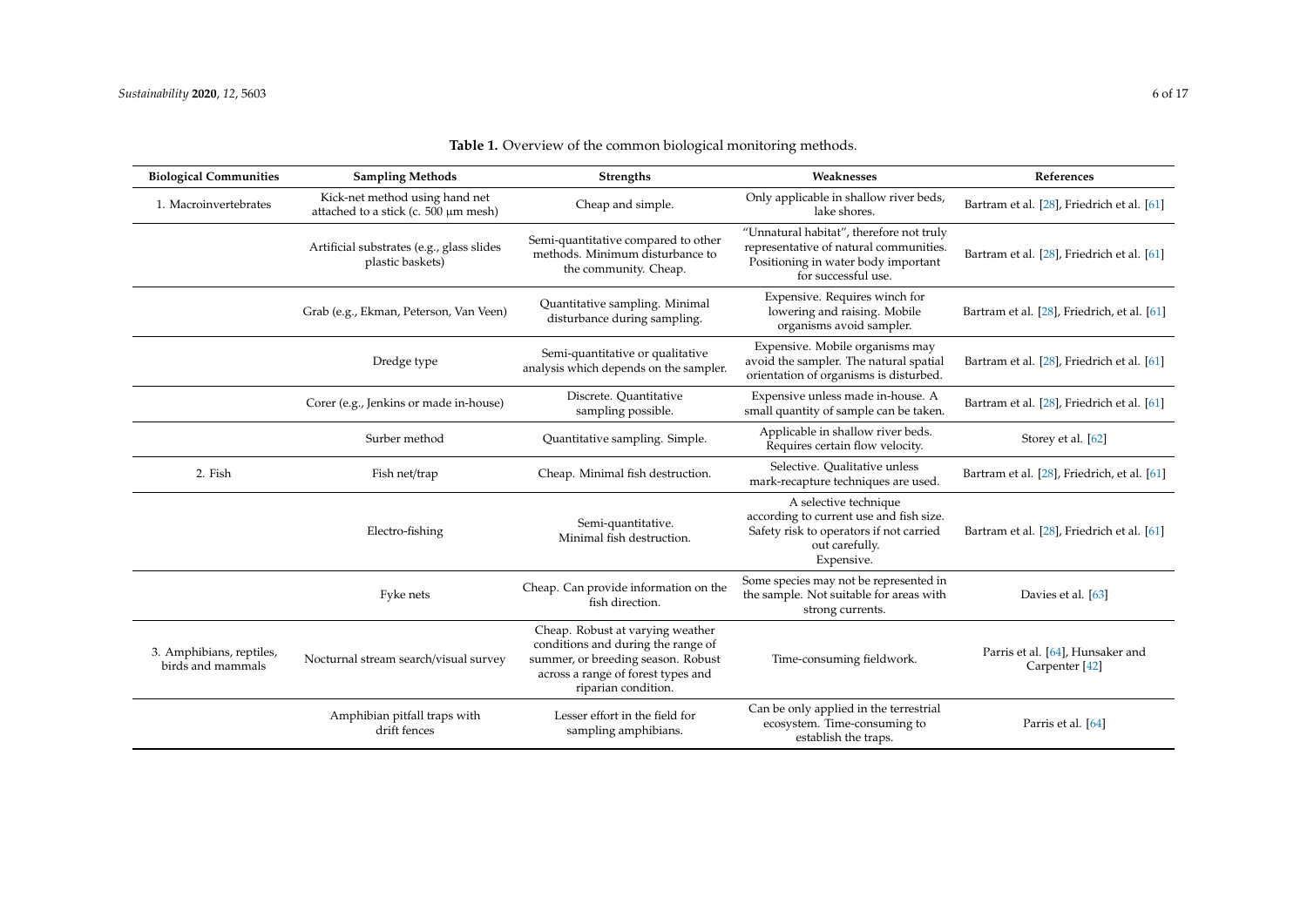**Table 1.** Overview of the common biological monitoring methods.

| Biological Communities | Sampling Methods | Strengths | Weaknesses | References |
|---|---|---|---|---|
| 1. Macroinvertebrates | Kick-net method using hand net attached to a stick (c. 500 μm mesh) | Cheap and simple. | Only applicable in shallow river beds, lake shores. | Bartram et al. [28], Friedrich et al. [61] |
| | Artificial substrates (e.g., glass slides plastic baskets) | Semi-quantitative compared to other methods. Minimum disturbance to the community. Cheap. | "Unnatural habitat", therefore not truly representative of natural communities. Positioning in water body important for successful use. | Bartram et al. [28], Friedrich et al. [61] |
| | Grab (e.g., Ekman, Peterson, Van Veen) | Quantitative sampling. Minimal disturbance during sampling. | Expensive. Requires winch for lowering and raising. Mobile organisms avoid sampler. | Bartram et al. [28], Friedrich, et al. [61] |
| | Dredge type | Semi-quantitative or qualitative analysis which depends on the sampler. | Expensive. Mobile organisms may avoid the sampler. The natural spatial orientation of organisms is disturbed. | Bartram et al. [28], Friedrich et al. [61] |
| | Corer (e.g., Jenkins or made in-house) | Discrete. Quantitative sampling possible. | Expensive unless made in-house. A small quantity of sample can be taken. | Bartram et al. [28], Friedrich et al. [61] |
| | Surber method | Quantitative sampling. Simple. | Applicable in shallow river beds. Requires certain flow velocity. | Storey et al. [62] |
| 2. Fish | Fish net/trap | Cheap. Minimal fish destruction. | Selective. Qualitative unless mark-recapture techniques are used. | Bartram et al. [28], Friedrich, et al. [61] |
| | Electro-fishing | Semi-quantitative. Minimal fish destruction. | A selective technique according to current use and fish size. Safety risk to operators if not carried out carefully. Expensive. | Bartram et al. [28], Friedrich et al. [61] |
| | Fyke nets | Cheap. Can provide information on the fish direction. | Some species may not be represented in the sample. Not suitable for areas with strong currents. | Davies et al. [63] |
| 3. Amphibians, reptiles, birds and mammals | Nocturnal stream search/visual survey | Cheap. Robust at varying weather conditions and during the range of summer, or breeding season. Robust across a range of forest types and riparian condition. | Time-consuming fieldwork. | Parris et al. [64], Hunsaker and Carpenter [42] |
| | Amphibian pitfall traps with drift fences | Lesser effort in the field for sampling amphibians. | Can be only applied in the terrestrial ecosystem. Time-consuming to establish the traps. | Parris et al. [64] |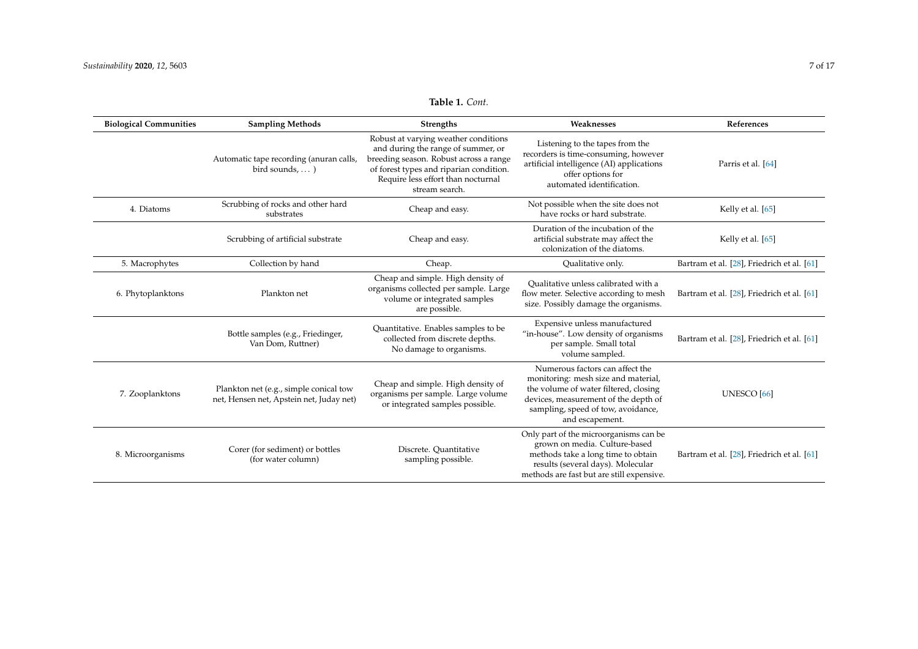**Table 1.** *Cont.*

| Biological Communities | Sampling Methods | Strengths | Weaknesses | References |
|---|---|---|---|---|
| | Automatic tape recording (anuran calls, bird sounds, … ) | Robust at varying weather conditions and during the range of summer, or breeding season. Robust across a range of forest types and riparian condition. Require less effort than nocturnal stream search. | Listening to the tapes from the recorders is time-consuming, however artificial intelligence (AI) applications offer options for automated identification. | Parris et al. [64] |
| 4. Diatoms | Scrubbing of rocks and other hard substrates | Cheap and easy. | Not possible when the site does not have rocks or hard substrate. | Kelly et al. [65] |
| | Scrubbing of artificial substrate | Cheap and easy. | Duration of the incubation of the artificial substrate may affect the colonization of the diatoms. | Kelly et al. [65] |
| 5. Macrophytes | Collection by hand | Cheap. | Qualitative only. | Bartram et al. [28], Friedrich et al. [61] |
| 6. Phytoplanktons | Plankton net | Cheap and simple. High density of organisms collected per sample. Large volume or integrated samples are possible. | Qualitative unless calibrated with a flow meter. Selective according to mesh size. Possibly damage the organisms. | Bartram et al. [28], Friedrich et al. [61] |
| | Bottle samples (e.g., Friedinger, Van Dom, Ruttner) | Quantitative. Enables samples to be collected from discrete depths. No damage to organisms. | Expensive unless manufactured "in-house". Low density of organisms per sample. Small total volume sampled. | Bartram et al. [28], Friedrich et al. [61] |
| 7. Zooplanktons | Plankton net (e.g., simple conical tow net, Hensen net, Apstein net, Juday net) | Cheap and simple. High density of organisms per sample. Large volume or integrated samples possible. | Numerous factors can affect the monitoring: mesh size and material, the volume of water filtered, closing devices, measurement of the depth of sampling, speed of tow, avoidance, and escapement. | UNESCO [66] |
| 8. Microorganisms | Corer (for sediment) or bottles (for water column) | Discrete. Quantitative sampling possible. | Only part of the microorganisms can be grown on media. Culture-based methods take a long time to obtain results (several days). Molecular methods are fast but are still expensive. | Bartram et al. [28], Friedrich et al. [61] |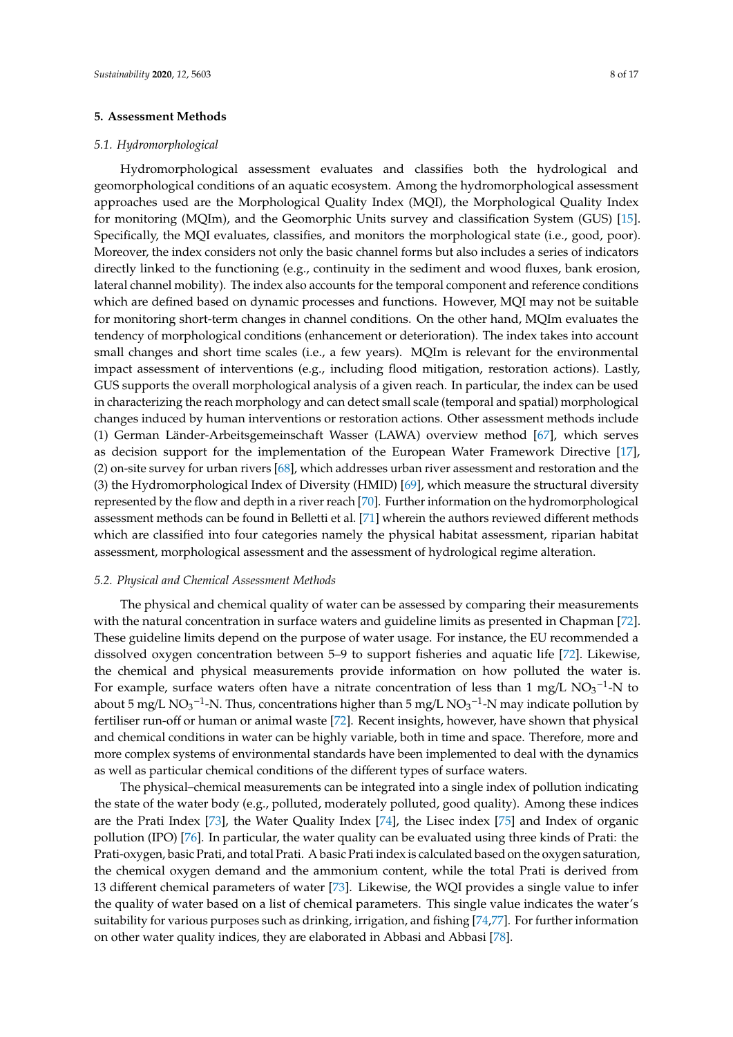## 5. Assessment Methods

### 5.1. Hydromorphological

Hydromorphological assessment evaluates and classifies both the hydrological and geomorphological conditions of an aquatic ecosystem. Among the hydromorphological assessment approaches used are the Morphological Quality Index (MQI), the Morphological Quality Index for monitoring (MQIm), and the Geomorphic Units survey and classification System (GUS) [15]. Specifically, the MQI evaluates, classifies, and monitors the morphological state (i.e., good, poor). Moreover, the index considers not only the basic channel forms but also includes a series of indicators directly linked to the functioning (e.g., continuity in the sediment and wood fluxes, bank erosion, lateral channel mobility). The index also accounts for the temporal component and reference conditions which are defined based on dynamic processes and functions. However, MQI may not be suitable for monitoring short-term changes in channel conditions. On the other hand, MQIm evaluates the tendency of morphological conditions (enhancement or deterioration). The index takes into account small changes and short time scales (i.e., a few years). MQIm is relevant for the environmental impact assessment of interventions (e.g., including flood mitigation, restoration actions). Lastly, GUS supports the overall morphological analysis of a given reach. In particular, the index can be used in characterizing the reach morphology and can detect small scale (temporal and spatial) morphological changes induced by human interventions or restoration actions. Other assessment methods include (1) German Länder-Arbeitsgemeinschaft Wasser (LAWA) overview method [67], which serves as decision support for the implementation of the European Water Framework Directive [17], (2) on-site survey for urban rivers [68], which addresses urban river assessment and restoration and the (3) the Hydromorphological Index of Diversity (HMID) [69], which measure the structural diversity represented by the flow and depth in a river reach [70]. Further information on the hydromorphological assessment methods can be found in Belletti et al. [71] wherein the authors reviewed different methods which are classified into four categories namely the physical habitat assessment, riparian habitat assessment, morphological assessment and the assessment of hydrological regime alteration.

### 5.2. Physical and Chemical Assessment Methods

The physical and chemical quality of water can be assessed by comparing their measurements with the natural concentration in surface waters and guideline limits as presented in Chapman [72]. These guideline limits depend on the purpose of water usage. For instance, the EU recommended a dissolved oxygen concentration between 5–9 to support fisheries and aquatic life [72]. Likewise, the chemical and physical measurements provide information on how polluted the water is. For example, surface waters often have a nitrate concentration of less than 1 mg/L $NO_3^{-1}$-N to about 5 mg/L $NO_3^{-1}$-N. Thus, concentrations higher than 5 mg/L $NO_3^{-1}$-N may indicate pollution by fertiliser run-off or human or animal waste [72]. Recent insights, however, have shown that physical and chemical conditions in water can be highly variable, both in time and space. Therefore, more and more complex systems of environmental standards have been implemented to deal with the dynamics as well as particular chemical conditions of the different types of surface waters.

The physical–chemical measurements can be integrated into a single index of pollution indicating the state of the water body (e.g., polluted, moderately polluted, good quality). Among these indices are the Prati Index [73], the Water Quality Index [74], the Lisec index [75] and Index of organic pollution (IPO) [76]. In particular, the water quality can be evaluated using three kinds of Prati: the Prati-oxygen, basic Prati, and total Prati. A basic Prati index is calculated based on the oxygen saturation, the chemical oxygen demand and the ammonium content, while the total Prati is derived from 13 different chemical parameters of water [73]. Likewise, the WQI provides a single value to infer the quality of water based on a list of chemical parameters. This single value indicates the water's suitability for various purposes such as drinking, irrigation, and fishing [74,77]. For further information on other water quality indices, they are elaborated in Abbasi and Abbasi [78].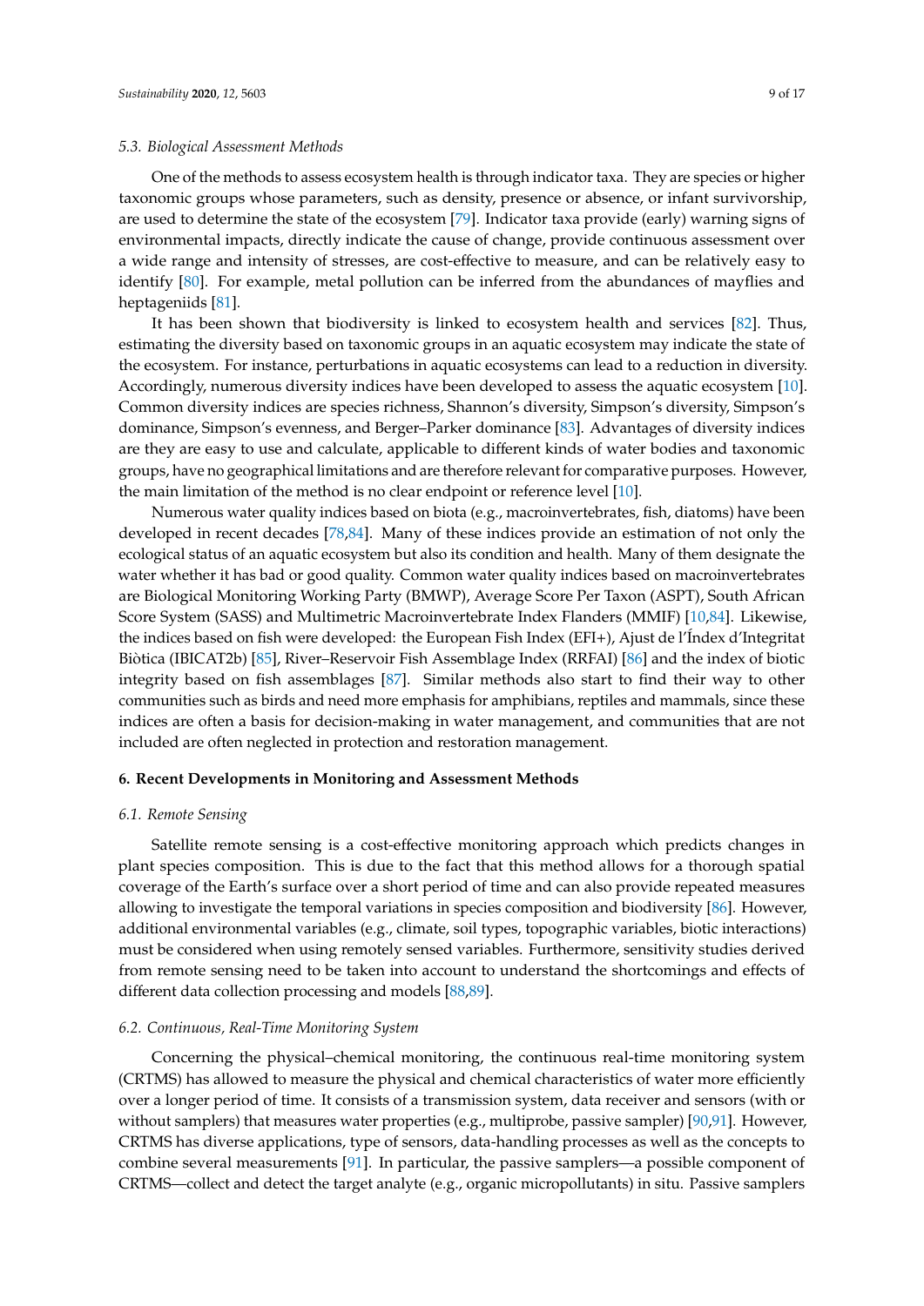### 5.3. Biological Assessment Methods

One of the methods to assess ecosystem health is through indicator taxa. They are species or higher taxonomic groups whose parameters, such as density, presence or absence, or infant survivorship, are used to determine the state of the ecosystem [79]. Indicator taxa provide (early) warning signs of environmental impacts, directly indicate the cause of change, provide continuous assessment over a wide range and intensity of stresses, are cost-effective to measure, and can be relatively easy to identify [80]. For example, metal pollution can be inferred from the abundances of mayflies and heptageniids [81].

It has been shown that biodiversity is linked to ecosystem health and services [82]. Thus, estimating the diversity based on taxonomic groups in an aquatic ecosystem may indicate the state of the ecosystem. For instance, perturbations in aquatic ecosystems can lead to a reduction in diversity. Accordingly, numerous diversity indices have been developed to assess the aquatic ecosystem [10]. Common diversity indices are species richness, Shannon's diversity, Simpson's diversity, Simpson's dominance, Simpson's evenness, and Berger–Parker dominance [83]. Advantages of diversity indices are they are easy to use and calculate, applicable to different kinds of water bodies and taxonomic groups, have no geographical limitations and are therefore relevant for comparative purposes. However, the main limitation of the method is no clear endpoint or reference level [10].

Numerous water quality indices based on biota (e.g., macroinvertebrates, fish, diatoms) have been developed in recent decades [78,84]. Many of these indices provide an estimation of not only the ecological status of an aquatic ecosystem but also its condition and health. Many of them designate the water whether it has bad or good quality. Common water quality indices based on macroinvertebrates are Biological Monitoring Working Party (BMWP), Average Score Per Taxon (ASPT), South African Score System (SASS) and Multimetric Macroinvertebrate Index Flanders (MMIF) [10,84]. Likewise, the indices based on fish were developed: the European Fish Index (EFI+), Ajust de l'Índex d'Integritat Biòtica (IBICAT2b) [85], River–Reservoir Fish Assemblage Index (RRFAI) [86] and the index of biotic integrity based on fish assemblages [87]. Similar methods also start to find their way to other communities such as birds and need more emphasis for amphibians, reptiles and mammals, since these indices are often a basis for decision-making in water management, and communities that are not included are often neglected in protection and restoration management.

## 6. Recent Developments in Monitoring and Assessment Methods

### 6.1. Remote Sensing

Satellite remote sensing is a cost-effective monitoring approach which predicts changes in plant species composition. This is due to the fact that this method allows for a thorough spatial coverage of the Earth's surface over a short period of time and can also provide repeated measures allowing to investigate the temporal variations in species composition and biodiversity [86]. However, additional environmental variables (e.g., climate, soil types, topographic variables, biotic interactions) must be considered when using remotely sensed variables. Furthermore, sensitivity studies derived from remote sensing need to be taken into account to understand the shortcomings and effects of different data collection processing and models [88,89].

### 6.2. Continuous, Real-Time Monitoring System

Concerning the physical–chemical monitoring, the continuous real-time monitoring system (CRTMS) has allowed to measure the physical and chemical characteristics of water more efficiently over a longer period of time. It consists of a transmission system, data receiver and sensors (with or without samplers) that measures water properties (e.g., multiprobe, passive sampler) [90,91]. However, CRTMS has diverse applications, type of sensors, data-handling processes as well as the concepts to combine several measurements [91]. In particular, the passive samplers—a possible component of CRTMS—collect and detect the target analyte (e.g., organic micropollutants) in situ. Passive samplers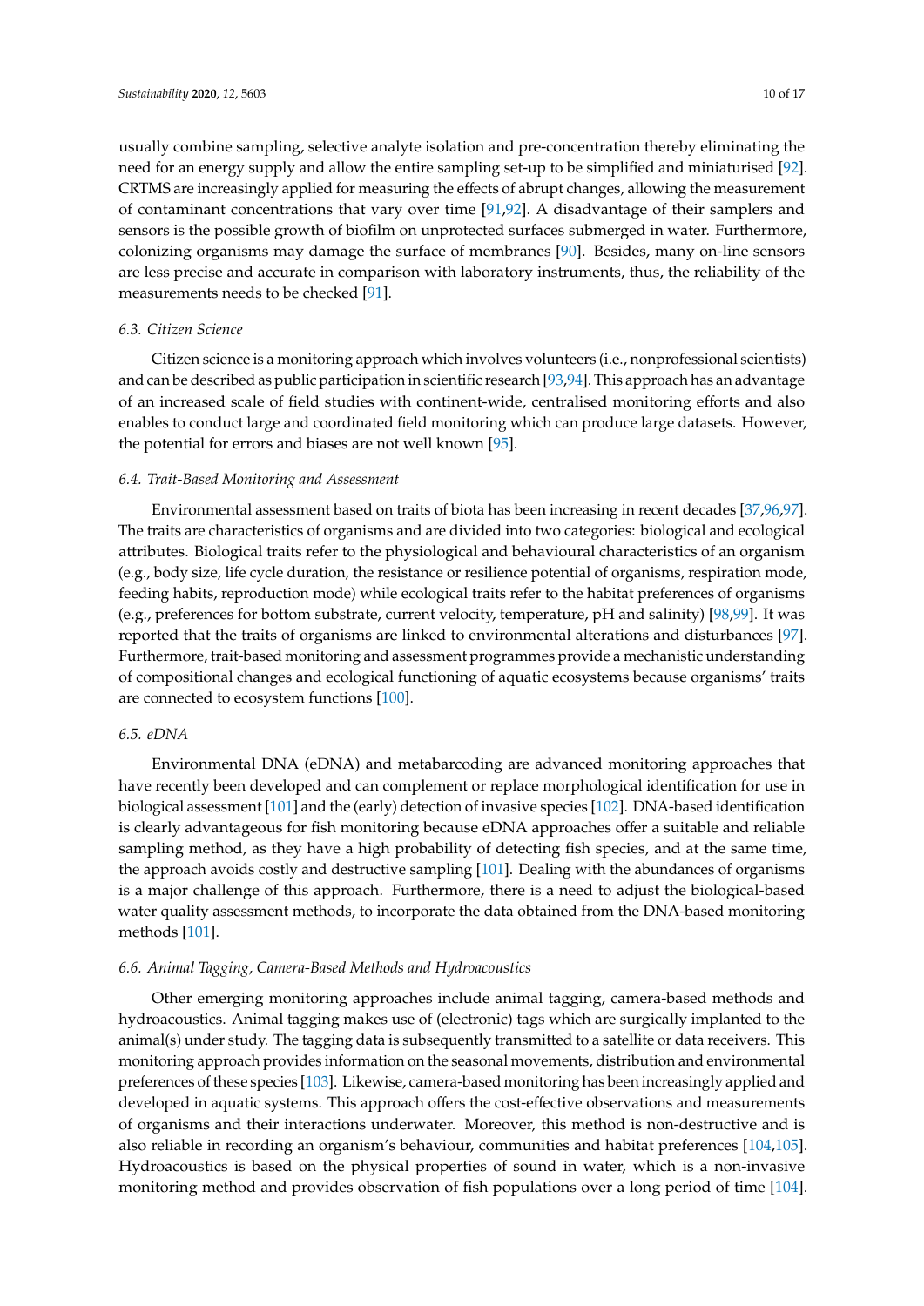usually combine sampling, selective analyte isolation and pre-concentration thereby eliminating the need for an energy supply and allow the entire sampling set-up to be simplified and miniaturised [92]. CRTMS are increasingly applied for measuring the effects of abrupt changes, allowing the measurement of contaminant concentrations that vary over time [91,92]. A disadvantage of their samplers and sensors is the possible growth of biofilm on unprotected surfaces submerged in water. Furthermore, colonizing organisms may damage the surface of membranes [90]. Besides, many on-line sensors are less precise and accurate in comparison with laboratory instruments, thus, the reliability of the measurements needs to be checked [91].

### 6.3. Citizen Science

Citizen science is a monitoring approach which involves volunteers (i.e., nonprofessional scientists) and can be described as public participation in scientific research [93,94]. This approach has an advantage of an increased scale of field studies with continent-wide, centralised monitoring efforts and also enables to conduct large and coordinated field monitoring which can produce large datasets. However, the potential for errors and biases are not well known [95].

### 6.4. Trait-Based Monitoring and Assessment

Environmental assessment based on traits of biota has been increasing in recent decades [37,96,97]. The traits are characteristics of organisms and are divided into two categories: biological and ecological attributes. Biological traits refer to the physiological and behavioural characteristics of an organism (e.g., body size, life cycle duration, the resistance or resilience potential of organisms, respiration mode, feeding habits, reproduction mode) while ecological traits refer to the habitat preferences of organisms (e.g., preferences for bottom substrate, current velocity, temperature, pH and salinity) [98,99]. It was reported that the traits of organisms are linked to environmental alterations and disturbances [97]. Furthermore, trait-based monitoring and assessment programmes provide a mechanistic understanding of compositional changes and ecological functioning of aquatic ecosystems because organisms' traits are connected to ecosystem functions [100].

### 6.5. eDNA

Environmental DNA (eDNA) and metabarcoding are advanced monitoring approaches that have recently been developed and can complement or replace morphological identification for use in biological assessment [101] and the (early) detection of invasive species [102]. DNA-based identification is clearly advantageous for fish monitoring because eDNA approaches offer a suitable and reliable sampling method, as they have a high probability of detecting fish species, and at the same time, the approach avoids costly and destructive sampling [101]. Dealing with the abundances of organisms is a major challenge of this approach. Furthermore, there is a need to adjust the biological-based water quality assessment methods, to incorporate the data obtained from the DNA-based monitoring methods [101].

### 6.6. Animal Tagging, Camera-Based Methods and Hydroacoustics

Other emerging monitoring approaches include animal tagging, camera-based methods and hydroacoustics. Animal tagging makes use of (electronic) tags which are surgically implanted to the animal(s) under study. The tagging data is subsequently transmitted to a satellite or data receivers. This monitoring approach provides information on the seasonal movements, distribution and environmental preferences of these species [103]. Likewise, camera-based monitoring has been increasingly applied and developed in aquatic systems. This approach offers the cost-effective observations and measurements of organisms and their interactions underwater. Moreover, this method is non-destructive and is also reliable in recording an organism's behaviour, communities and habitat preferences [104,105]. Hydroacoustics is based on the physical properties of sound in water, which is a non-invasive monitoring method and provides observation of fish populations over a long period of time [104].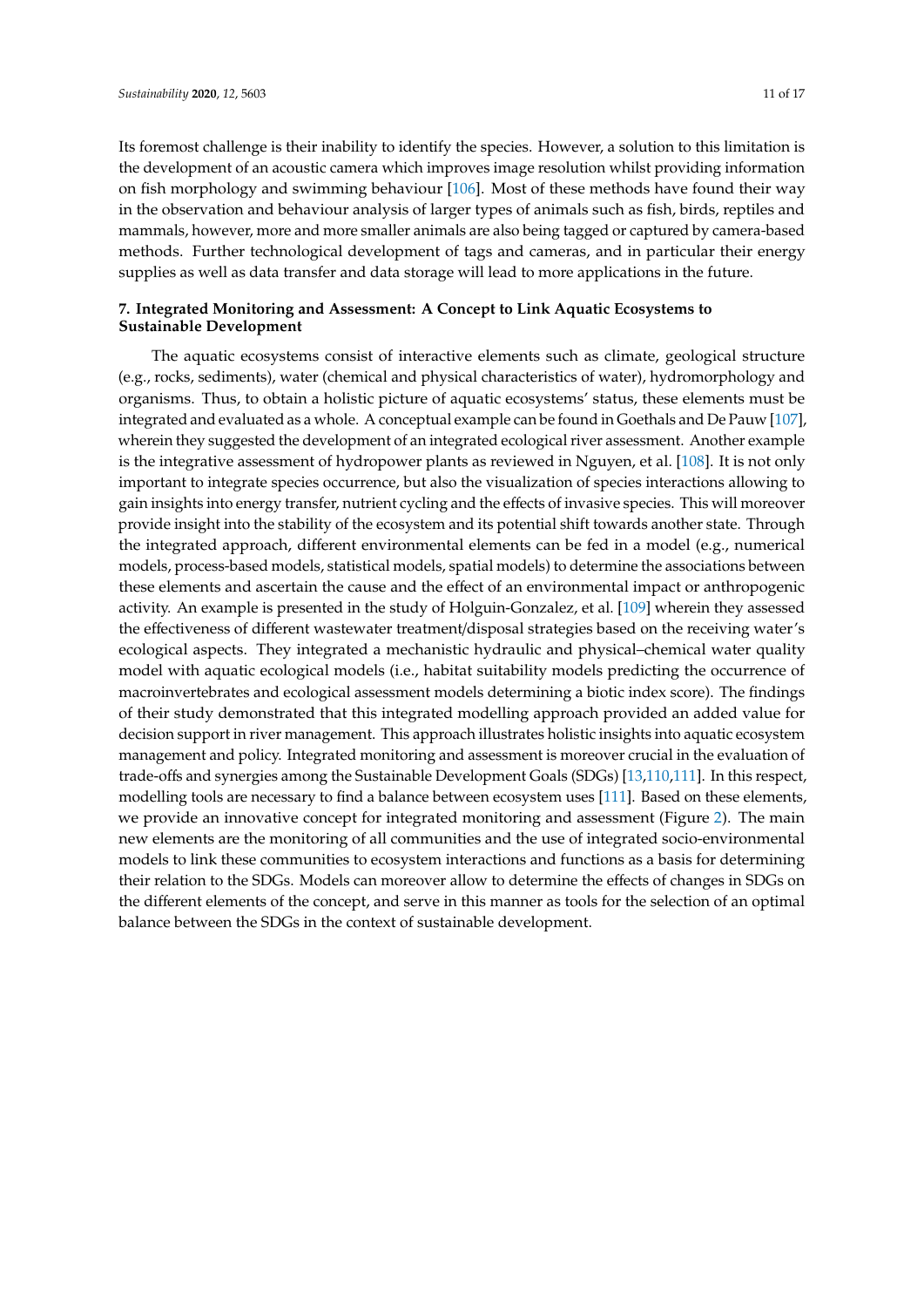Its foremost challenge is their inability to identify the species. However, a solution to this limitation is the development of an acoustic camera which improves image resolution whilst providing information on fish morphology and swimming behaviour [106]. Most of these methods have found their way in the observation and behaviour analysis of larger types of animals such as fish, birds, reptiles and mammals, however, more and more smaller animals are also being tagged or captured by camera-based methods. Further technological development of tags and cameras, and in particular their energy supplies as well as data transfer and data storage will lead to more applications in the future.

## 7. Integrated Monitoring and Assessment: A Concept to Link Aquatic Ecosystems to Sustainable Development

The aquatic ecosystems consist of interactive elements such as climate, geological structure (e.g., rocks, sediments), water (chemical and physical characteristics of water), hydromorphology and organisms. Thus, to obtain a holistic picture of aquatic ecosystems' status, these elements must be integrated and evaluated as a whole. A conceptual example can be found in Goethals and De Pauw [107], wherein they suggested the development of an integrated ecological river assessment. Another example is the integrative assessment of hydropower plants as reviewed in Nguyen, et al. [108]. It is not only important to integrate species occurrence, but also the visualization of species interactions allowing to gain insights into energy transfer, nutrient cycling and the effects of invasive species. This will moreover provide insight into the stability of the ecosystem and its potential shift towards another state. Through the integrated approach, different environmental elements can be fed in a model (e.g., numerical models, process-based models, statistical models, spatial models) to determine the associations between these elements and ascertain the cause and the effect of an environmental impact or anthropogenic activity. An example is presented in the study of Holguin-Gonzalez, et al. [109] wherein they assessed the effectiveness of different wastewater treatment/disposal strategies based on the receiving water's ecological aspects. They integrated a mechanistic hydraulic and physical–chemical water quality model with aquatic ecological models (i.e., habitat suitability models predicting the occurrence of macroinvertebrates and ecological assessment models determining a biotic index score). The findings of their study demonstrated that this integrated modelling approach provided an added value for decision support in river management. This approach illustrates holistic insights into aquatic ecosystem management and policy. Integrated monitoring and assessment is moreover crucial in the evaluation of trade-offs and synergies among the Sustainable Development Goals (SDGs) [13,110,111]. In this respect, modelling tools are necessary to find a balance between ecosystem uses [111]. Based on these elements, we provide an innovative concept for integrated monitoring and assessment (Figure 2). The main new elements are the monitoring of all communities and the use of integrated socio-environmental models to link these communities to ecosystem interactions and functions as a basis for determining their relation to the SDGs. Models can moreover allow to determine the effects of changes in SDGs on the different elements of the concept, and serve in this manner as tools for the selection of an optimal balance between the SDGs in the context of sustainable development.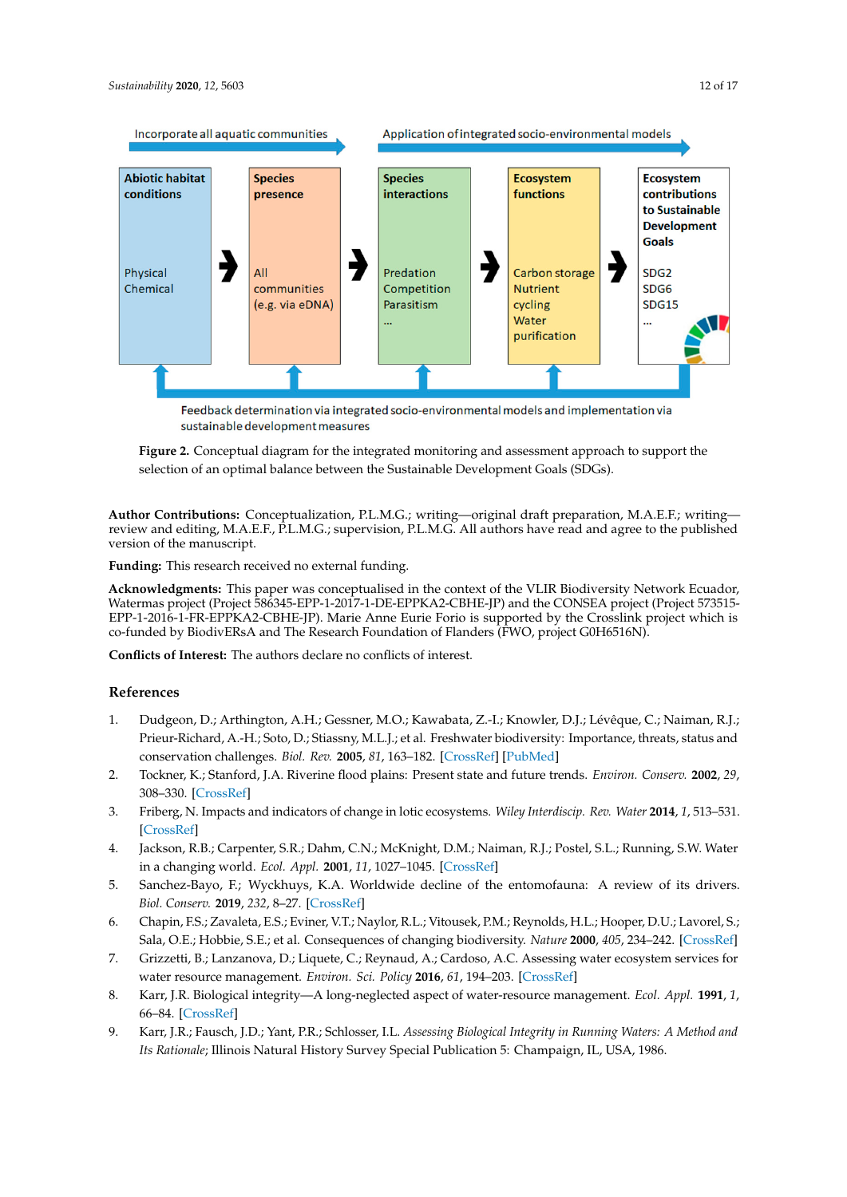Incorporate all aquatic communities

Application of integrated socio-environmental models

**Abiotic habitat conditions**

Physical
Chemical

**Species presence**

All communities (e.g. via eDNA)

**Species interactions**

Predation
Competition
Parasitism
...

**Ecosystem functions**

Carbon storage
Nutrient cycling
Water purification

**Ecosystem contributions to Sustainable Development Goals**

SDG2
SDG6
SDG15
...

Feedback determination via integrated socio-environmental models and implementation via sustainable development measures

**Figure 2.** Conceptual diagram for the integrated monitoring and assessment approach to support the selection of an optimal balance between the Sustainable Development Goals (SDGs).

**Author Contributions:** Conceptualization, P.L.M.G.; writing—original draft preparation, M.A.E.F.; writing—review and editing, M.A.E.F., P.L.M.G.; supervision, P.L.M.G. All authors have read and agree to the published version of the manuscript.

**Funding:** This research received no external funding.

**Acknowledgments:** This paper was conceptualised in the context of the VLIR Biodiversity Network Ecuador, Watermas project (Project 586345-EPP-1-2017-1-DE-EPPKA2-CBHE-JP) and the CONSEA project (Project 573515-EPP-1-2016-1-FR-EPPKA2-CBHE-JP). Marie Anne Eurie Forio is supported by the Crosslink project which is co-funded by BiodivERsA and The Research Foundation of Flanders (FWO, project G0H6516N).

**Conflicts of Interest:** The authors declare no conflicts of interest.

## References

1. Dudgeon, D.; Arthington, A.H.; Gessner, M.O.; Kawabata, Z.-I.; Knowler, D.J.; Lévêque, C.; Naiman, R.J.; Prieur-Richard, A.-H.; Soto, D.; Stiassny, M.L.J.; et al. Freshwater biodiversity: Importance, threats, status and conservation challenges. *Biol. Rev.* **2005**, *81*, 163–182. [CrossRef] [PubMed]
2. Tockner, K.; Stanford, J.A. Riverine flood plains: Present state and future trends. *Environ. Conserv.* **2002**, *29*, 308–330. [CrossRef]
3. Friberg, N. Impacts and indicators of change in lotic ecosystems. *Wiley Interdiscip. Rev. Water* **2014**, *1*, 513–531. [CrossRef]
4. Jackson, R.B.; Carpenter, S.R.; Dahm, C.N.; McKnight, D.M.; Naiman, R.J.; Postel, S.L.; Running, S.W. Water in a changing world. *Ecol. Appl.* **2001**, *11*, 1027–1045. [CrossRef]
5. Sanchez-Bayo, F.; Wyckhuys, K.A. Worldwide decline of the entomofauna: A review of its drivers. *Biol. Conserv.* **2019**, *232*, 8–27. [CrossRef]
6. Chapin, F.S.; Zavaleta, E.S.; Eviner, V.T.; Naylor, R.L.; Vitousek, P.M.; Reynolds, H.L.; Hooper, D.U.; Lavorel, S.; Sala, O.E.; Hobbie, S.E.; et al. Consequences of changing biodiversity. *Nature* **2000**, *405*, 234–242. [CrossRef]
7. Grizzetti, B.; Lanzanova, D.; Liquete, C.; Reynaud, A.; Cardoso, A.C. Assessing water ecosystem services for water resource management. *Environ. Sci. Policy* **2016**, *61*, 194–203. [CrossRef]
8. Karr, J.R. Biological integrity—A long-neglected aspect of water-resource management. *Ecol. Appl.* **1991**, *1*, 66–84. [CrossRef]
9. Karr, J.R.; Fausch, J.D.; Yant, P.R.; Schlosser, I.L. *Assessing Biological Integrity in Running Waters: A Method and Its Rationale*; Illinois Natural History Survey Special Publication 5: Champaign, IL, USA, 1986.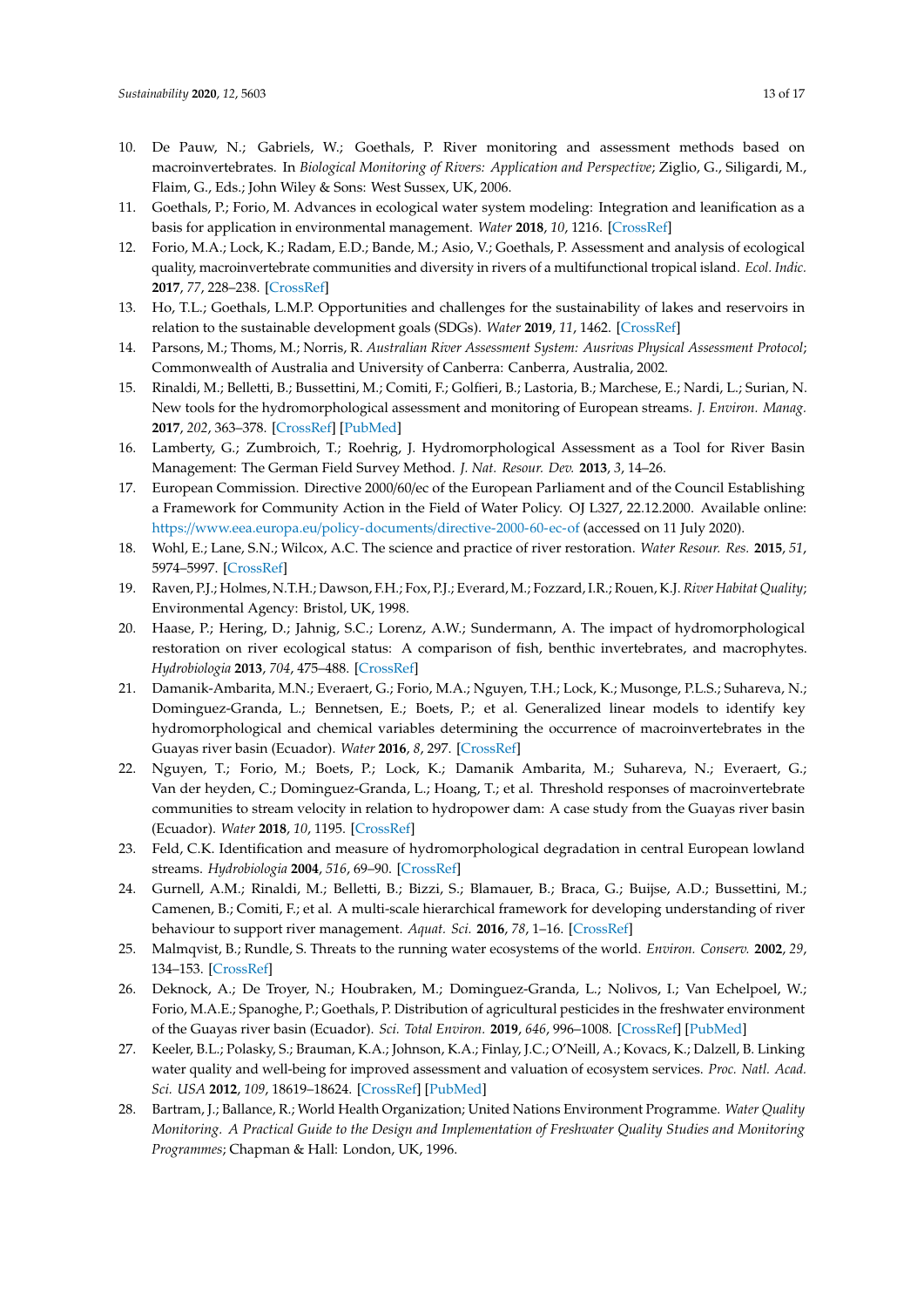10. De Pauw, N.; Gabriels, W.; Goethals, P. River monitoring and assessment methods based on macroinvertebrates. In *Biological Monitoring of Rivers: Application and Perspective*; Ziglio, G., Siligardi, M., Flaim, G., Eds.; John Wiley & Sons: West Sussex, UK, 2006.
11. Goethals, P.; Forio, M. Advances in ecological water system modeling: Integration and leanification as a basis for application in environmental management. *Water* **2018**, *10*, 1216. [CrossRef]
12. Forio, M.A.; Lock, K.; Radam, E.D.; Bande, M.; Asio, V.; Goethals, P. Assessment and analysis of ecological quality, macroinvertebrate communities and diversity in rivers of a multifunctional tropical island. *Ecol. Indic.* **2017**, *77*, 228–238. [CrossRef]
13. Ho, T.L.; Goethals, L.M.P. Opportunities and challenges for the sustainability of lakes and reservoirs in relation to the sustainable development goals (SDGs). *Water* **2019**, *11*, 1462. [CrossRef]
14. Parsons, M.; Thoms, M.; Norris, R. *Australian River Assessment System: Ausrivas Physical Assessment Protocol*; Commonwealth of Australia and University of Canberra: Canberra, Australia, 2002.
15. Rinaldi, M.; Belletti, B.; Bussettini, M.; Comiti, F.; Golfieri, B.; Lastoria, B.; Marchese, E.; Nardi, L.; Surian, N. New tools for the hydromorphological assessment and monitoring of European streams. *J. Environ. Manag.* **2017**, *202*, 363–378. [CrossRef] [PubMed]
16. Lamberty, G.; Zumbroich, T.; Roehrig, J. Hydromorphological Assessment as a Tool for River Basin Management: The German Field Survey Method. *J. Nat. Resour. Dev.* **2013**, *3*, 14–26.
17. European Commission. Directive 2000/60/ec of the European Parliament and of the Council Establishing a Framework for Community Action in the Field of Water Policy. OJ L327, 22.12.2000. Available online: https://www.eea.europa.eu/policy-documents/directive-2000-60-ec-of (accessed on 11 July 2020).
18. Wohl, E.; Lane, S.N.; Wilcox, A.C. The science and practice of river restoration. *Water Resour. Res.* **2015**, *51*, 5974–5997. [CrossRef]
19. Raven, P.J.; Holmes, N.T.H.; Dawson, F.H.; Fox, P.J.; Everard, M.; Fozzard, I.R.; Rouen, K.J. *River Habitat Quality*; Environmental Agency: Bristol, UK, 1998.
20. Haase, P.; Hering, D.; Jahnig, S.C.; Lorenz, A.W.; Sundermann, A. The impact of hydromorphological restoration on river ecological status: A comparison of fish, benthic invertebrates, and macrophytes. *Hydrobiologia* **2013**, *704*, 475–488. [CrossRef]
21. Damanik-Ambarita, M.N.; Everaert, G.; Forio, M.A.; Nguyen, T.H.; Lock, K.; Musonge, P.L.S.; Suhareva, N.; Dominguez-Granda, L.; Bennetsen, E.; Boets, P.; et al. Generalized linear models to identify key hydromorphological and chemical variables determining the occurrence of macroinvertebrates in the Guayas river basin (Ecuador). *Water* **2016**, *8*, 297. [CrossRef]
22. Nguyen, T.; Forio, M.; Boets, P.; Lock, K.; Damanik Ambarita, M.; Suhareva, N.; Everaert, G.; Van der heyden, C.; Dominguez-Granda, L.; Hoang, T.; et al. Threshold responses of macroinvertebrate communities to stream velocity in relation to hydropower dam: A case study from the Guayas river basin (Ecuador). *Water* **2018**, *10*, 1195. [CrossRef]
23. Feld, C.K. Identification and measure of hydromorphological degradation in central European lowland streams. *Hydrobiologia* **2004**, *516*, 69–90. [CrossRef]
24. Gurnell, A.M.; Rinaldi, M.; Belletti, B.; Bizzi, S.; Blamauer, B.; Braca, G.; Buijse, A.D.; Bussettini, M.; Camenen, B.; Comiti, F.; et al. A multi-scale hierarchical framework for developing understanding of river behaviour to support river management. *Aquat. Sci.* **2016**, *78*, 1–16. [CrossRef]
25. Malmqvist, B.; Rundle, S. Threats to the running water ecosystems of the world. *Environ. Conserv.* **2002**, *29*, 134–153. [CrossRef]
26. Deknock, A.; De Troyer, N.; Houbraken, M.; Dominguez-Granda, L.; Nolivos, I.; Van Echelpoel, W.; Forio, M.A.E.; Spanoghe, P.; Goethals, P. Distribution of agricultural pesticides in the freshwater environment of the Guayas river basin (Ecuador). *Sci. Total Environ.* **2019**, *646*, 996–1008. [CrossRef] [PubMed]
27. Keeler, B.L.; Polasky, S.; Brauman, K.A.; Johnson, K.A.; Finlay, J.C.; O'Neill, A.; Kovacs, K.; Dalzell, B. Linking water quality and well-being for improved assessment and valuation of ecosystem services. *Proc. Natl. Acad. Sci. USA* **2012**, *109*, 18619–18624. [CrossRef] [PubMed]
28. Bartram, J.; Ballance, R.; World Health Organization; United Nations Environment Programme. *Water Quality Monitoring. A Practical Guide to the Design and Implementation of Freshwater Quality Studies and Monitoring Programmes*; Chapman & Hall: London, UK, 1996.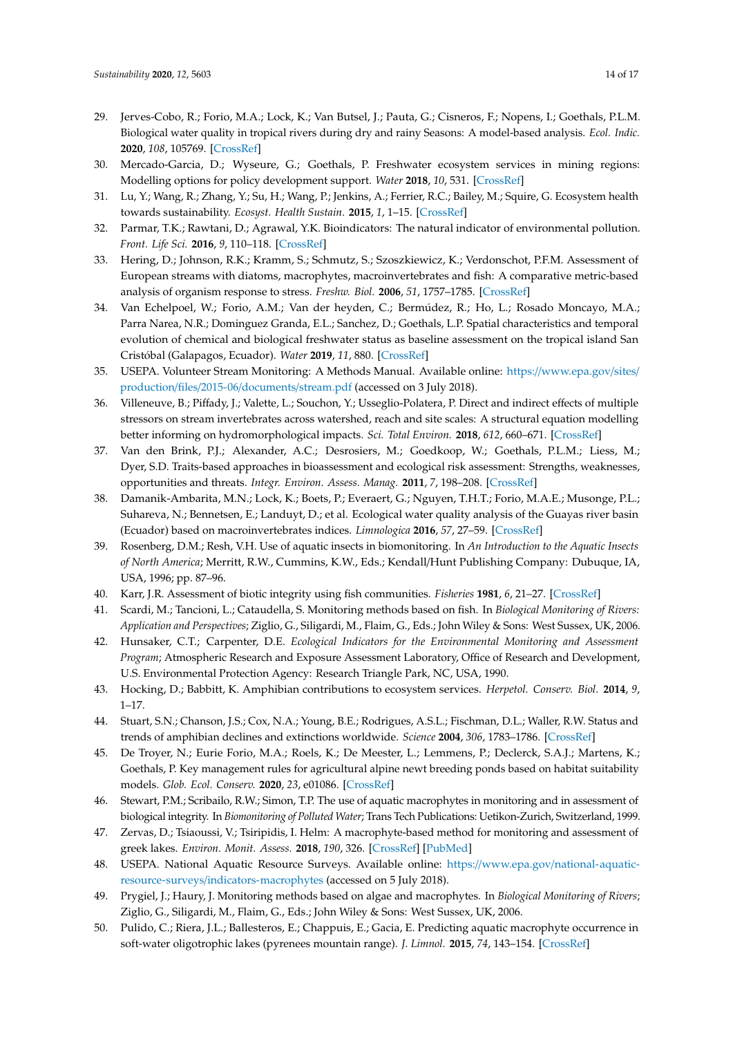29. Jerves-Cobo, R.; Forio, M.A.; Lock, K.; Van Butsel, J.; Pauta, G.; Cisneros, F.; Nopens, I.; Goethals, P.L.M. Biological water quality in tropical rivers during dry and rainy Seasons: A model-based analysis. *Ecol. Indic.* **2020**, *108*, 105769. [CrossRef]
30. Mercado-Garcia, D.; Wyseure, G.; Goethals, P. Freshwater ecosystem services in mining regions: Modelling options for policy development support. *Water* **2018**, *10*, 531. [CrossRef]
31. Lu, Y.; Wang, R.; Zhang, Y.; Su, H.; Wang, P.; Jenkins, A.; Ferrier, R.C.; Bailey, M.; Squire, G. Ecosystem health towards sustainability. *Ecosyst. Health Sustain.* **2015**, *1*, 1–15. [CrossRef]
32. Parmar, T.K.; Rawtani, D.; Agrawal, Y.K. Bioindicators: The natural indicator of environmental pollution. *Front. Life Sci.* **2016**, *9*, 110–118. [CrossRef]
33. Hering, D.; Johnson, R.K.; Kramm, S.; Schmutz, S.; Szoszkiewicz, K.; Verdonschot, P.F.M. Assessment of European streams with diatoms, macrophytes, macroinvertebrates and fish: A comparative metric-based analysis of organism response to stress. *Freshw. Biol.* **2006**, *51*, 1757–1785. [CrossRef]
34. Van Echelpoel, W.; Forio, A.M.; Van der heyden, C.; Bermúdez, R.; Ho, L.; Rosado Moncayo, M.A.; Parra Narea, N.R.; Dominguez Granda, E.L.; Sanchez, D.; Goethals, L.P. Spatial characteristics and temporal evolution of chemical and biological freshwater status as baseline assessment on the tropical island San Cristóbal (Galapagos, Ecuador). *Water* **2019**, *11*, 880. [CrossRef]
35. USEPA. Volunteer Stream Monitoring: A Methods Manual. Available online: https://www.epa.gov/sites/production/files/2015-06/documents/stream.pdf (accessed on 3 July 2018).
36. Villeneuve, B.; Piffady, J.; Valette, L.; Souchon, Y.; Usseglio-Polatera, P. Direct and indirect effects of multiple stressors on stream invertebrates across watershed, reach and site scales: A structural equation modelling better informing on hydromorphological impacts. *Sci. Total Environ.* **2018**, *612*, 660–671. [CrossRef]
37. Van den Brink, P.J.; Alexander, A.C.; Desrosiers, M.; Goedkoop, W.; Goethals, P.L.M.; Liess, M.; Dyer, S.D. Traits-based approaches in bioassessment and ecological risk assessment: Strengths, weaknesses, opportunities and threats. *Integr. Environ. Assess. Manag.* **2011**, *7*, 198–208. [CrossRef]
38. Damanik-Ambarita, M.N.; Lock, K.; Boets, P.; Everaert, G.; Nguyen, T.H.T.; Forio, M.A.E.; Musonge, P.L.; Suhareva, N.; Bennetsen, E.; Landuyt, D.; et al. Ecological water quality analysis of the Guayas river basin (Ecuador) based on macroinvertebrates indices. *Limnologica* **2016**, *57*, 27–59. [CrossRef]
39. Rosenberg, D.M.; Resh, V.H. Use of aquatic insects in biomonitoring. In *An Introduction to the Aquatic Insects of North America*; Merritt, R.W., Cummins, K.W., Eds.; Kendall/Hunt Publishing Company: Dubuque, IA, USA, 1996; pp. 87–96.
40. Karr, J.R. Assessment of biotic integrity using fish communities. *Fisheries* **1981**, *6*, 21–27. [CrossRef]
41. Scardi, M.; Tancioni, L.; Cataudella, S. Monitoring methods based on fish. In *Biological Monitoring of Rivers: Application and Perspectives*; Ziglio, G., Siligardi, M., Flaim, G., Eds.; John Wiley & Sons: West Sussex, UK, 2006.
42. Hunsaker, C.T.; Carpenter, D.E. *Ecological Indicators for the Environmental Monitoring and Assessment Program*; Atmospheric Research and Exposure Assessment Laboratory, Office of Research and Development, U.S. Environmental Protection Agency: Research Triangle Park, NC, USA, 1990.
43. Hocking, D.; Babbitt, K. Amphibian contributions to ecosystem services. *Herpetol. Conserv. Biol.* **2014**, *9*, 1–17.
44. Stuart, S.N.; Chanson, J.S.; Cox, N.A.; Young, B.E.; Rodrigues, A.S.L.; Fischman, D.L.; Waller, R.W. Status and trends of amphibian declines and extinctions worldwide. *Science* **2004**, *306*, 1783–1786. [CrossRef]
45. De Troyer, N.; Eurie Forio, M.A.; Roels, K.; De Meester, L.; Lemmens, P.; Declerck, S.A.J.; Martens, K.; Goethals, P. Key management rules for agricultural alpine newt breeding ponds based on habitat suitability models. *Glob. Ecol. Conserv.* **2020**, *23*, e01086. [CrossRef]
46. Stewart, P.M.; Scribailo, R.W.; Simon, T.P. The use of aquatic macrophytes in monitoring and in assessment of biological integrity. In *Biomonitoring of Polluted Water*; Trans Tech Publications: Uetikon-Zurich, Switzerland, 1999.
47. Zervas, D.; Tsiaoussi, V.; Tsiripidis, I. Helm: A macrophyte-based method for monitoring and assessment of greek lakes. *Environ. Monit. Assess.* **2018**, *190*, 326. [CrossRef] [PubMed]
48. USEPA. National Aquatic Resource Surveys. Available online: https://www.epa.gov/national-aquatic-resource-surveys/indicators-macrophytes (accessed on 5 July 2018).
49. Prygiel, J.; Haury, J. Monitoring methods based on algae and macrophytes. In *Biological Monitoring of Rivers*; Ziglio, G., Siligardi, M., Flaim, G., Eds.; John Wiley & Sons: West Sussex, UK, 2006.
50. Pulido, C.; Riera, J.L.; Ballesteros, E.; Chappuis, E.; Gacia, E. Predicting aquatic macrophyte occurrence in soft-water oligotrophic lakes (pyrenees mountain range). *J. Limnol.* **2015**, *74*, 143–154. [CrossRef]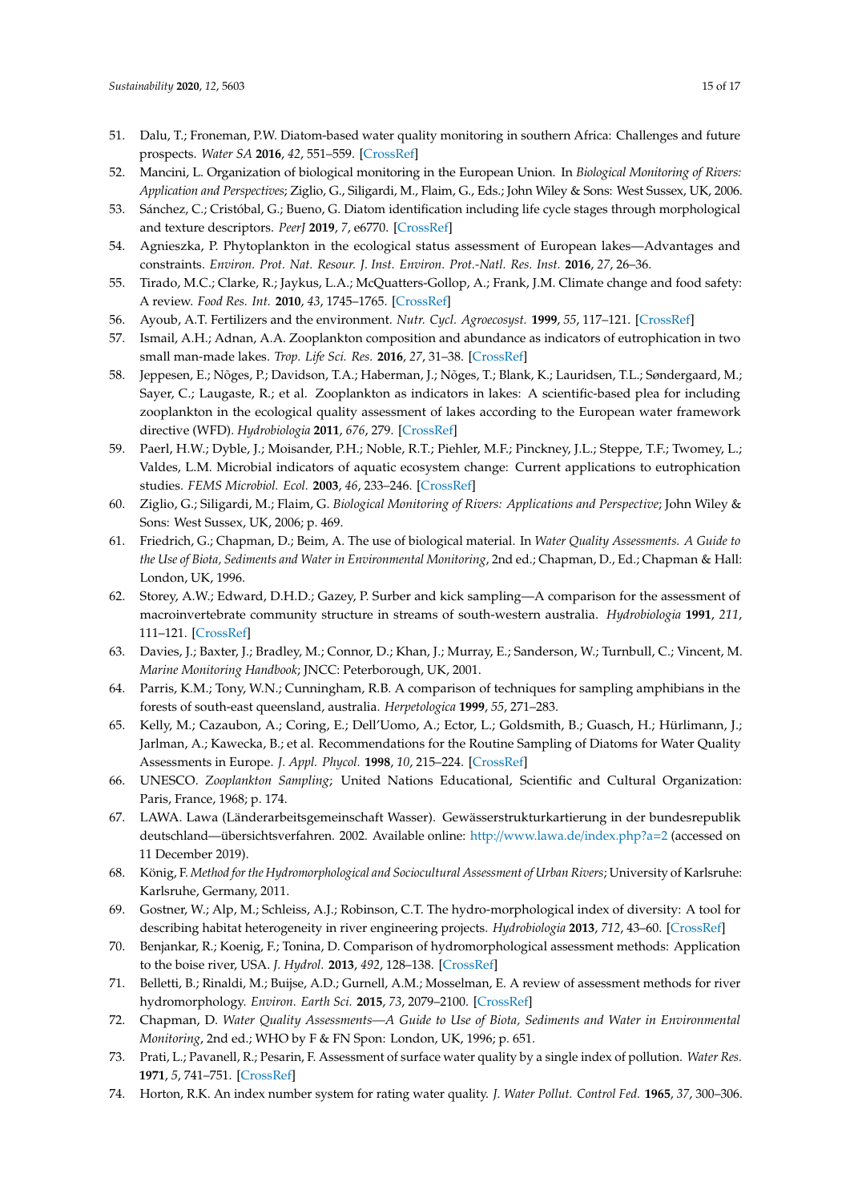51. Dalu, T.; Froneman, P.W. Diatom-based water quality monitoring in southern Africa: Challenges and future prospects. *Water SA* **2016**, *42*, 551–559. [CrossRef]
52. Mancini, L. Organization of biological monitoring in the European Union. In *Biological Monitoring of Rivers: Application and Perspectives*; Ziglio, G., Siligardi, M., Flaim, G., Eds.; John Wiley & Sons: West Sussex, UK, 2006.
53. Sánchez, C.; Cristóbal, G.; Bueno, G. Diatom identification including life cycle stages through morphological and texture descriptors. *PeerJ* **2019**, *7*, e6770. [CrossRef]
54. Agnieszka, P. Phytoplankton in the ecological status assessment of European lakes—Advantages and constraints. *Environ. Prot. Nat. Resour. J. Inst. Environ. Prot.-Natl. Res. Inst.* **2016**, *27*, 26–36.
55. Tirado, M.C.; Clarke, R.; Jaykus, L.A.; McQuatters-Gollop, A.; Frank, J.M. Climate change and food safety: A review. *Food Res. Int.* **2010**, *43*, 1745–1765. [CrossRef]
56. Ayoub, A.T. Fertilizers and the environment. *Nutr. Cycl. Agroecosyst.* **1999**, *55*, 117–121. [CrossRef]
57. Ismail, A.H.; Adnan, A.A. Zooplankton composition and abundance as indicators of eutrophication in two small man-made lakes. *Trop. Life Sci. Res.* **2016**, *27*, 31–38. [CrossRef]
58. Jeppesen, E.; Nõges, P.; Davidson, T.A.; Haberman, J.; Nõges, T.; Blank, K.; Lauridsen, T.L.; Søndergaard, M.; Sayer, C.; Laugaste, R.; et al. Zooplankton as indicators in lakes: A scientific-based plea for including zooplankton in the ecological quality assessment of lakes according to the European water framework directive (WFD). *Hydrobiologia* **2011**, *676*, 279. [CrossRef]
59. Paerl, H.W.; Dyble, J.; Moisander, P.H.; Noble, R.T.; Piehler, M.F.; Pinckney, J.L.; Steppe, T.F.; Twomey, L.; Valdes, L.M. Microbial indicators of aquatic ecosystem change: Current applications to eutrophication studies. *FEMS Microbiol. Ecol.* **2003**, *46*, 233–246. [CrossRef]
60. Ziglio, G.; Siligardi, M.; Flaim, G. *Biological Monitoring of Rivers: Applications and Perspective*; John Wiley & Sons: West Sussex, UK, 2006; p. 469.
61. Friedrich, G.; Chapman, D.; Beim, A. The use of biological material. In *Water Quality Assessments. A Guide to the Use of Biota, Sediments and Water in Environmental Monitoring*, 2nd ed.; Chapman, D., Ed.; Chapman & Hall: London, UK, 1996.
62. Storey, A.W.; Edward, D.H.D.; Gazey, P. Surber and kick sampling—A comparison for the assessment of macroinvertebrate community structure in streams of south-western australia. *Hydrobiologia* **1991**, *211*, 111–121. [CrossRef]
63. Davies, J.; Baxter, J.; Bradley, M.; Connor, D.; Khan, J.; Murray, E.; Sanderson, W.; Turnbull, C.; Vincent, M. *Marine Monitoring Handbook*; JNCC: Peterborough, UK, 2001.
64. Parris, K.M.; Tony, W.N.; Cunningham, R.B. A comparison of techniques for sampling amphibians in the forests of south-east queensland, australia. *Herpetologica* **1999**, *55*, 271–283.
65. Kelly, M.; Cazaubon, A.; Coring, E.; Dell'Uomo, A.; Ector, L.; Goldsmith, B.; Guasch, H.; Hürlimann, J.; Jarlman, A.; Kawecka, B.; et al. Recommendations for the Routine Sampling of Diatoms for Water Quality Assessments in Europe. *J. Appl. Phycol.* **1998**, *10*, 215–224. [CrossRef]
66. UNESCO. *Zooplankton Sampling*; United Nations Educational, Scientific and Cultural Organization: Paris, France, 1968; p. 174.
67. LAWA. Lawa (Länderarbeitsgemeinschaft Wasser). Gewässerstrukturkartierung in der bundesrepublik deutschland—übersichtsverfahren. 2002. Available online: http://www.lawa.de/index.php?a=2 (accessed on 11 December 2019).
68. König, F. *Method for the Hydromorphological and Sociocultural Assessment of Urban Rivers*; University of Karlsruhe: Karlsruhe, Germany, 2011.
69. Gostner, W.; Alp, M.; Schleiss, A.J.; Robinson, C.T. The hydro-morphological index of diversity: A tool for describing habitat heterogeneity in river engineering projects. *Hydrobiologia* **2013**, *712*, 43–60. [CrossRef]
70. Benjankar, R.; Koenig, F.; Tonina, D. Comparison of hydromorphological assessment methods: Application to the boise river, USA. *J. Hydrol.* **2013**, *492*, 128–138. [CrossRef]
71. Belletti, B.; Rinaldi, M.; Buijse, A.D.; Gurnell, A.M.; Mosselman, E. A review of assessment methods for river hydromorphology. *Environ. Earth Sci.* **2015**, *73*, 2079–2100. [CrossRef]
72. Chapman, D. *Water Quality Assessments—A Guide to Use of Biota, Sediments and Water in Environmental Monitoring*, 2nd ed.; WHO by F & FN Spon: London, UK, 1996; p. 651.
73. Prati, L.; Pavanell, R.; Pesarin, F. Assessment of surface water quality by a single index of pollution. *Water Res.* **1971**, *5*, 741–751. [CrossRef]
74. Horton, R.K. An index number system for rating water quality. *J. Water Pollut. Control Fed.* **1965**, *37*, 300–306.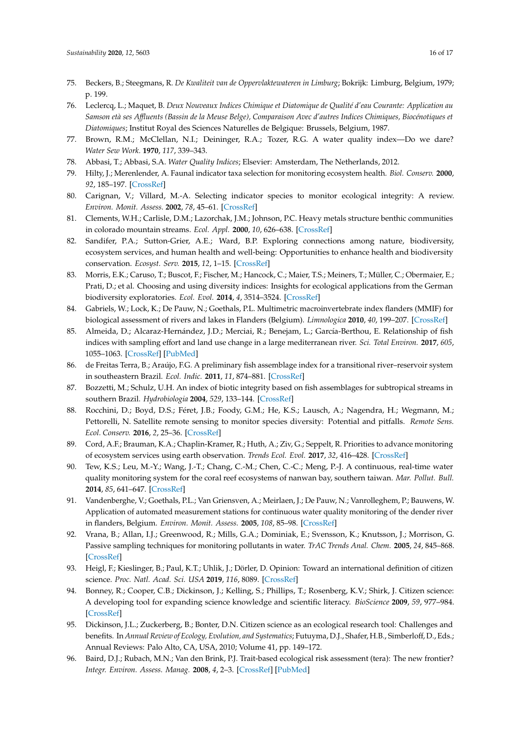75. Beckers, B.; Steegmans, R. *De Kwaliteit van de Oppervlaktewateren in Limburg*; Bokrijk: Limburg, Belgium, 1979; p. 199.
76. Leclercq, L.; Maquet, B. *Deux Nouveaux Indices Chimique et Diatomique de Qualité d'eau Courante: Application au Samson età ses Affluents (Bassin de la Meuse Belge), Comparaison Avec d'autres Indices Chimiques, Biocénotiques et Diatomiques*; Institut Royal des Sciences Naturelles de Belgique: Brussels, Belgium, 1987.
77. Brown, R.M.; McClellan, N.I.; Deininger, R.A.; Tozer, R.G. A water quality index—Do we dare? *Water Sew Work.* **1970**, *117*, 339–343.
78. Abbasi, T.; Abbasi, S.A. *Water Quality Indices*; Elsevier: Amsterdam, The Netherlands, 2012.
79. Hilty, J.; Merenlender, A. Faunal indicator taxa selection for monitoring ecosystem health. *Biol. Conserv.* **2000**, *92*, 185–197. [CrossRef]
80. Carignan, V.; Villard, M.-A. Selecting indicator species to monitor ecological integrity: A review. *Environ. Monit. Assess.* **2002**, *78*, 45–61. [CrossRef]
81. Clements, W.H.; Carlisle, D.M.; Lazorchak, J.M.; Johnson, P.C. Heavy metals structure benthic communities in colorado mountain streams. *Ecol. Appl.* **2000**, *10*, 626–638. [CrossRef]
82. Sandifer, P.A.; Sutton-Grier, A.E.; Ward, B.P. Exploring connections among nature, biodiversity, ecosystem services, and human health and well-being: Opportunities to enhance health and biodiversity conservation. *Ecosyst. Serv.* **2015**, *12*, 1–15. [CrossRef]
83. Morris, E.K.; Caruso, T.; Buscot, F.; Fischer, M.; Hancock, C.; Maier, T.S.; Meiners, T.; Müller, C.; Obermaier, E.; Prati, D.; et al. Choosing and using diversity indices: Insights for ecological applications from the German biodiversity exploratories. *Ecol. Evol.* **2014**, *4*, 3514–3524. [CrossRef]
84. Gabriels, W.; Lock, K.; De Pauw, N.; Goethals, P.L. Multimetric macroinvertebrate index flanders (MMIF) for biological assessment of rivers and lakes in Flanders (Belgium). *Limnologica* **2010**, *40*, 199–207. [CrossRef]
85. Almeida, D.; Alcaraz-Hernández, J.D.; Merciai, R.; Benejam, L.; García-Berthou, E. Relationship of fish indices with sampling effort and land use change in a large mediterranean river. *Sci. Total Environ.* **2017**, *605*, 1055–1063. [CrossRef] [PubMed]
86. de Freitas Terra, B.; Araújo, F.G. A preliminary fish assemblage index for a transitional river–reservoir system in southeastern Brazil. *Ecol. Indic.* **2011**, *11*, 874–881. [CrossRef]
87. Bozzetti, M.; Schulz, U.H. An index of biotic integrity based on fish assemblages for subtropical streams in southern Brazil. *Hydrobiologia* **2004**, *529*, 133–144. [CrossRef]
88. Rocchini, D.; Boyd, D.S.; Féret, J.B.; Foody, G.M.; He, K.S.; Lausch, A.; Nagendra, H.; Wegmann, M.; Pettorelli, N. Satellite remote sensing to monitor species diversity: Potential and pitfalls. *Remote Sens. Ecol. Conserv.* **2016**, *2*, 25–36. [CrossRef]
89. Cord, A.F.; Brauman, K.A.; Chaplin-Kramer, R.; Huth, A.; Ziv, G.; Seppelt, R. Priorities to advance monitoring of ecosystem services using earth observation. *Trends Ecol. Evol.* **2017**, *32*, 416–428. [CrossRef]
90. Tew, K.S.; Leu, M.-Y.; Wang, J.-T.; Chang, C.-M.; Chen, C.-C.; Meng, P.-J. A continuous, real-time water quality monitoring system for the coral reef ecosystems of nanwan bay, southern taiwan. *Mar. Pollut. Bull.* **2014**, *85*, 641–647. [CrossRef]
91. Vandenberghe, V.; Goethals, P.L.; Van Griensven, A.; Meirlaen, J.; De Pauw, N.; Vanrolleghem, P.; Bauwens, W. Application of automated measurement stations for continuous water quality monitoring of the dender river in flanders, Belgium. *Environ. Monit. Assess.* **2005**, *108*, 85–98. [CrossRef]
92. Vrana, B.; Allan, I.J.; Greenwood, R.; Mills, G.A.; Dominiak, E.; Svensson, K.; Knutsson, J.; Morrison, G. Passive sampling techniques for monitoring pollutants in water. *TrAC Trends Anal. Chem.* **2005**, *24*, 845–868. [CrossRef]
93. Heigl, F.; Kieslinger, B.; Paul, K.T.; Uhlik, J.; Dörler, D. Opinion: Toward an international definition of citizen science. *Proc. Natl. Acad. Sci. USA* **2019**, *116*, 8089. [CrossRef]
94. Bonney, R.; Cooper, C.B.; Dickinson, J.; Kelling, S.; Phillips, T.; Rosenberg, K.V.; Shirk, J. Citizen science: A developing tool for expanding science knowledge and scientific literacy. *BioScience* **2009**, *59*, 977–984. [CrossRef]
95. Dickinson, J.L.; Zuckerberg, B.; Bonter, D.N. Citizen science as an ecological research tool: Challenges and benefits. In *Annual Review of Ecology, Evolution, and Systematics*; Futuyma, D.J., Shafer, H.B., Simberloff, D., Eds.; Annual Reviews: Palo Alto, CA, USA, 2010; Volume 41, pp. 149–172.
96. Baird, D.J.; Rubach, M.N.; Van den Brink, P.J. Trait-based ecological risk assessment (tera): The new frontier? *Integr. Environ. Assess. Manag.* **2008**, *4*, 2–3. [CrossRef] [PubMed]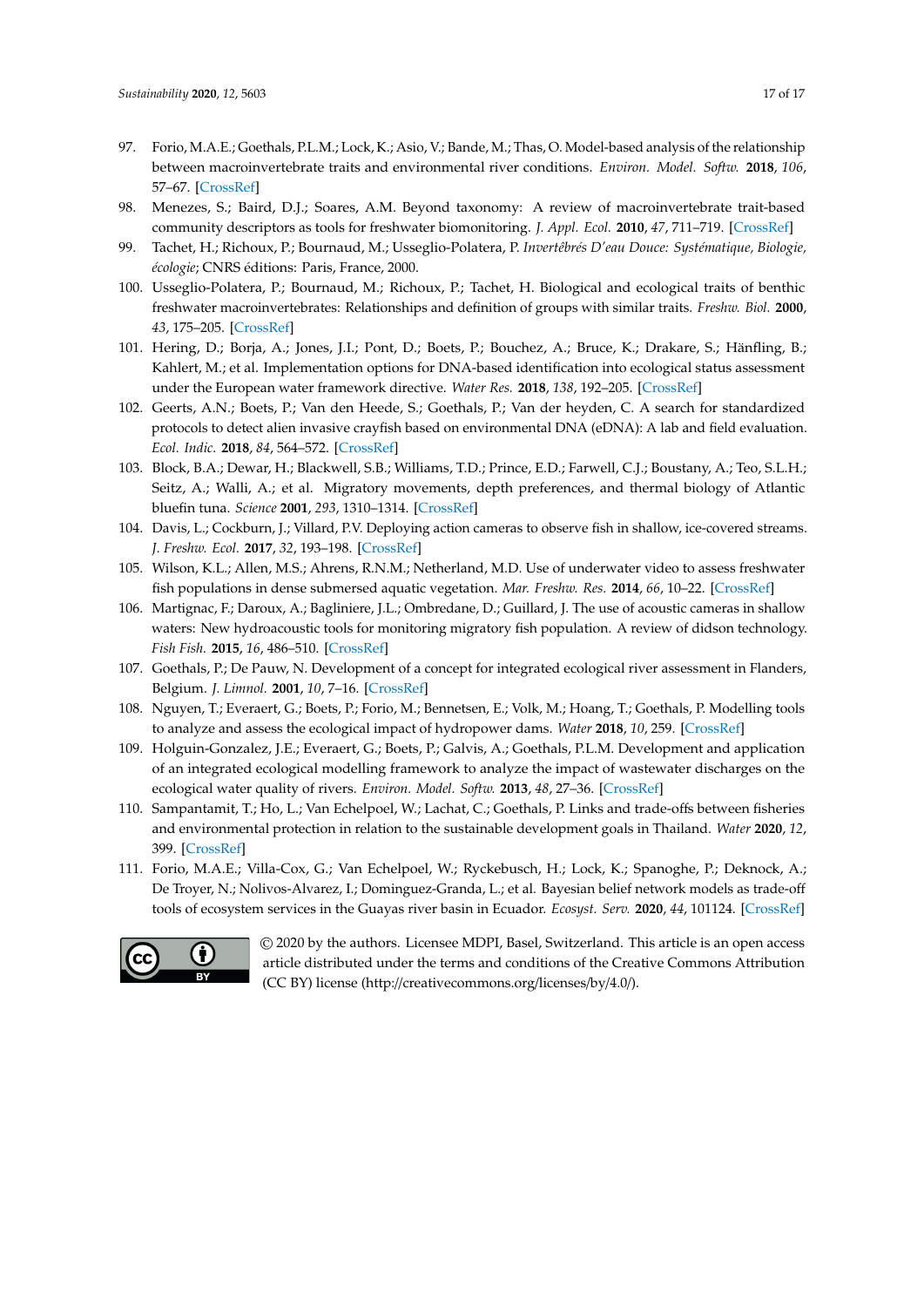97. Forio, M.A.E.; Goethals, P.L.M.; Lock, K.; Asio, V.; Bande, M.; Thas, O. Model-based analysis of the relationship between macroinvertebrate traits and environmental river conditions. *Environ. Model. Softw.* **2018**, *106*, 57–67. [CrossRef]
98. Menezes, S.; Baird, D.J.; Soares, A.M. Beyond taxonomy: A review of macroinvertebrate trait-based community descriptors as tools for freshwater biomonitoring. *J. Appl. Ecol.* **2010**, *47*, 711–719. [CrossRef]
99. Tachet, H.; Richoux, P.; Bournaud, M.; Usseglio-Polatera, P. *Invertébrés D'eau Douce: Systématique, Biologie, écologie*; CNRS éditions: Paris, France, 2000.
100. Usseglio-Polatera, P.; Bournaud, M.; Richoux, P.; Tachet, H. Biological and ecological traits of benthic freshwater macroinvertebrates: Relationships and definition of groups with similar traits. *Freshw. Biol.* **2000**, *43*, 175–205. [CrossRef]
101. Hering, D.; Borja, A.; Jones, J.I.; Pont, D.; Boets, P.; Bouchez, A.; Bruce, K.; Drakare, S.; Hänfling, B.; Kahlert, M.; et al. Implementation options for DNA-based identification into ecological status assessment under the European water framework directive. *Water Res.* **2018**, *138*, 192–205. [CrossRef]
102. Geerts, A.N.; Boets, P.; Van den Heede, S.; Goethals, P.; Van der heyden, C. A search for standardized protocols to detect alien invasive crayfish based on environmental DNA (eDNA): A lab and field evaluation. *Ecol. Indic.* **2018**, *84*, 564–572. [CrossRef]
103. Block, B.A.; Dewar, H.; Blackwell, S.B.; Williams, T.D.; Prince, E.D.; Farwell, C.J.; Boustany, A.; Teo, S.L.H.; Seitz, A.; Walli, A.; et al. Migratory movements, depth preferences, and thermal biology of Atlantic bluefin tuna. *Science* **2001**, *293*, 1310–1314. [CrossRef]
104. Davis, L.; Cockburn, J.; Villard, P.V. Deploying action cameras to observe fish in shallow, ice-covered streams. *J. Freshw. Ecol.* **2017**, *32*, 193–198. [CrossRef]
105. Wilson, K.L.; Allen, M.S.; Ahrens, R.N.M.; Netherland, M.D. Use of underwater video to assess freshwater fish populations in dense submersed aquatic vegetation. *Mar. Freshw. Res.* **2014**, *66*, 10–22. [CrossRef]
106. Martignac, F.; Daroux, A.; Bagliniere, J.L.; Ombredane, D.; Guillard, J. The use of acoustic cameras in shallow waters: New hydroacoustic tools for monitoring migratory fish population. A review of didson technology. *Fish Fish.* **2015**, *16*, 486–510. [CrossRef]
107. Goethals, P.; De Pauw, N. Development of a concept for integrated ecological river assessment in Flanders, Belgium. *J. Limnol.* **2001**, *10*, 7–16. [CrossRef]
108. Nguyen, T.; Everaert, G.; Boets, P.; Forio, M.; Bennetsen, E.; Volk, M.; Hoang, T.; Goethals, P. Modelling tools to analyze and assess the ecological impact of hydropower dams. *Water* **2018**, *10*, 259. [CrossRef]
109. Holguin-Gonzalez, J.E.; Everaert, G.; Boets, P.; Galvis, A.; Goethals, P.L.M. Development and application of an integrated ecological modelling framework to analyze the impact of wastewater discharges on the ecological water quality of rivers. *Environ. Model. Softw.* **2013**, *48*, 27–36. [CrossRef]
110. Sampantamit, T.; Ho, L.; Van Echelpoel, W.; Lachat, C.; Goethals, P. Links and trade-offs between fisheries and environmental protection in relation to the sustainable development goals in Thailand. *Water* **2020**, *12*, 399. [CrossRef]
111. Forio, M.A.E.; Villa-Cox, G.; Van Echelpoel, W.; Ryckebusch, H.; Lock, K.; Spanoghe, P.; Deknock, A.; De Troyer, N.; Nolivos-Alvarez, I.; Dominguez-Granda, L.; et al. Bayesian belief network models as trade-off tools of ecosystem services in the Guayas river basin in Ecuador. *Ecosyst. Serv.* **2020**, *44*, 101124. [CrossRef]

© 2020 by the authors. Licensee MDPI, Basel, Switzerland. This article is an open access article distributed under the terms and conditions of the Creative Commons Attribution (CC BY) license (http://creativecommons.org/licenses/by/4.0/).